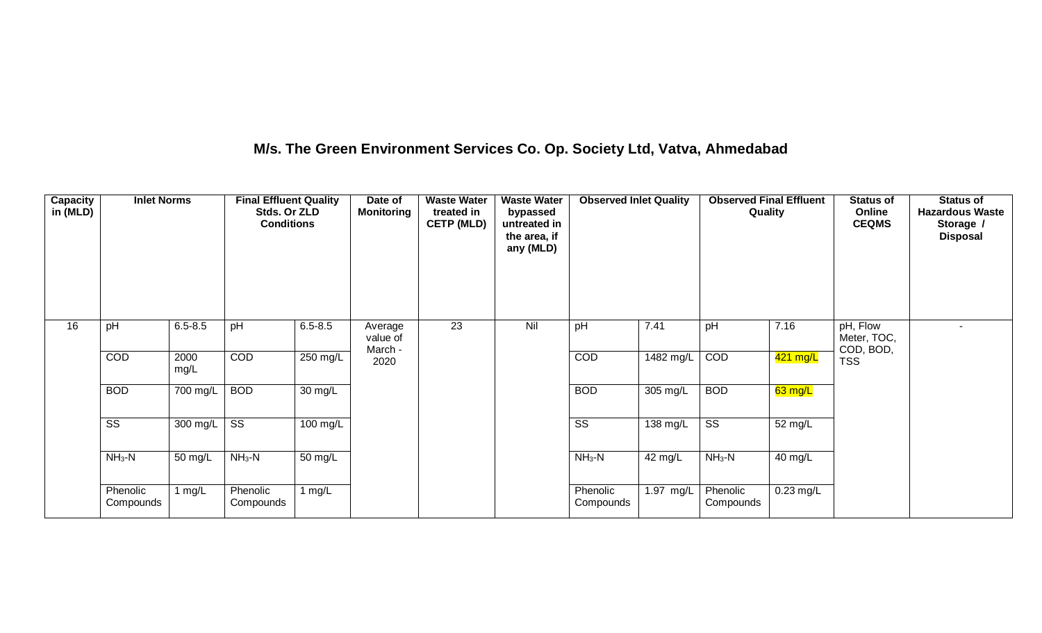## M/s. The Green Environment Services Co. Op. Society Ltd, Vatva, Ahmedabad

| Capacity in (MLD) | Inlet Norms | | Final Effluent Quality Stds. Or ZLD Conditions | | Date of Monitoring | Waste Water treated in CETP (MLD) | Waste Water bypassed untreated in the area, if any (MLD) | Observed Inlet Quality | | Observed Final Effluent Quality | | Status of Online CEQMS | Status of Hazardous Waste Storage / Disposal |
|---|---|---|---|---|---|---|---|---|---|---|---|---|---|
| 16 | pH | 6.5-8.5 | pH | 6.5-8.5 | Average value of March - 2020 | 23 | Nil | pH | 7.41 | pH | 7.16 | pH, Flow Meter, TOC, COD, BOD, TSS | - |
| | COD | 2000 mg/L | COD | 250 mg/L | | | | COD | 1482 mg/L | COD | 421 mg/L | | |
| | BOD | 700 mg/L | BOD | 30 mg/L | | | | BOD | 305 mg/L | BOD | 63 mg/L | | |
| | SS | 300 mg/L | SS | 100 mg/L | | | | SS | 138 mg/L | SS | 52 mg/L | | |
| | $NH_3$-N | 50 mg/L | $NH_3$-N | 50 mg/L | | | | $NH_3$-N | 42 mg/L | $NH_3$-N | 40 mg/L | | |
| | Phenolic Compounds | 1 mg/L | Phenolic Compounds | 1 mg/L | | | | Phenolic Compounds | 1.97 mg/L | Phenolic Compounds | 0.23 mg/L | | |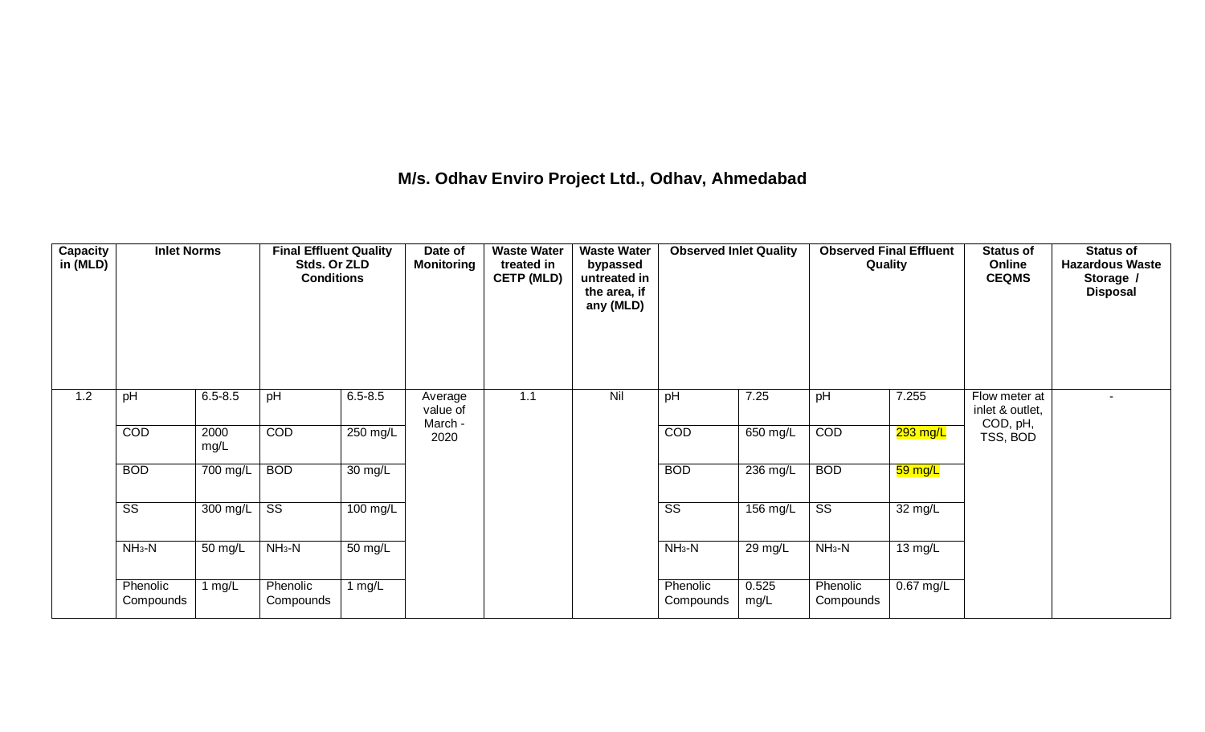# M/s. Odhav Enviro Project Ltd., Odhav, Ahmedabad

| Capacity in (MLD) | Inlet Norms | | Final Effluent Quality Stds. Or ZLD Conditions | | Date of Monitoring | Waste Water treated in CETP (MLD) | Waste Water bypassed untreated in the area, if any (MLD) | Observed Inlet Quality | | Observed Final Effluent Quality | | Status of Online CEQMS | Status of Hazardous Waste Storage / Disposal |
|---|---|---|---|---|---|---|---|---|---|---|---|---|---|
| 1.2 | pH | 6.5-8.5 | pH | 6.5-8.5 | Average value of March - 2020 | 1.1 | Nil | pH | 7.25 | pH | 7.255 | Flow meter at inlet & outlet, COD, pH, TSS, BOD | - |
| | COD | 2000 mg/L | COD | 250 mg/L | | | | COD | 650 mg/L | COD | 293 mg/L | | |
| | BOD | 700 mg/L | BOD | 30 mg/L | | | | BOD | 236 mg/L | BOD | 59 mg/L | | |
| | SS | 300 mg/L | SS | 100 mg/L | | | | SS | 156 mg/L | SS | 32 mg/L | | |
| | $NH_3$-N | 50 mg/L | $NH_3$-N | 50 mg/L | | | | $NH_3$-N | 29 mg/L | $NH_3$-N | 13 mg/L | | |
| | Phenolic Compounds | 1 mg/L | Phenolic Compounds | 1 mg/L | | | | Phenolic Compounds | 0.525 mg/L | Phenolic Compounds | 0.67 mg/L | | |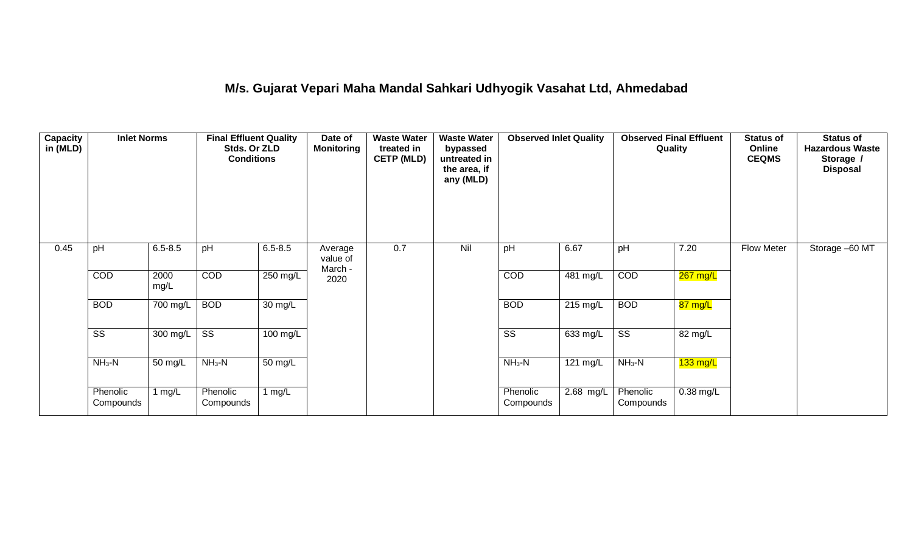# M/s. Gujarat Vepari Maha Mandal Sahkari Udhyogik Vasahat Ltd, Ahmedabad

| Capacity in (MLD) | Inlet Norms | | Final Effluent Quality Stds. Or ZLD Conditions | | Date of Monitoring | Waste Water treated in CETP (MLD) | Waste Water bypassed untreated in the area, if any (MLD) | Observed Inlet Quality | | Observed Final Effluent Quality | | Status of Online CEQMS | Status of Hazardous Waste Storage / Disposal |
|---|---|---|---|---|---|---|---|---|---|---|---|---|---|
| 0.45 | pH | 6.5-8.5 | pH | 6.5-8.5 | Average value of March - 2020 | 0.7 | Nil | pH | 6.67 | pH | 7.20 | Flow Meter | Storage –60 MT |
| | COD | 2000 mg/L | COD | 250 mg/L | | | | COD | 481 mg/L | COD | 267 mg/L | | |
| | BOD | 700 mg/L | BOD | 30 mg/L | | | | BOD | 215 mg/L | BOD | 87 mg/L | | |
| | SS | 300 mg/L | SS | 100 mg/L | | | | SS | 633 mg/L | SS | 82 mg/L | | |
| | $NH_3$-N | 50 mg/L | $NH_3$-N | 50 mg/L | | | | $NH_3$-N | 121 mg/L | $NH_3$-N | 133 mg/L | | |
| | Phenolic Compounds | 1 mg/L | Phenolic Compounds | 1 mg/L | | | | Phenolic Compounds | 2.68 mg/L | Phenolic Compounds | 0.38 mg/L | | |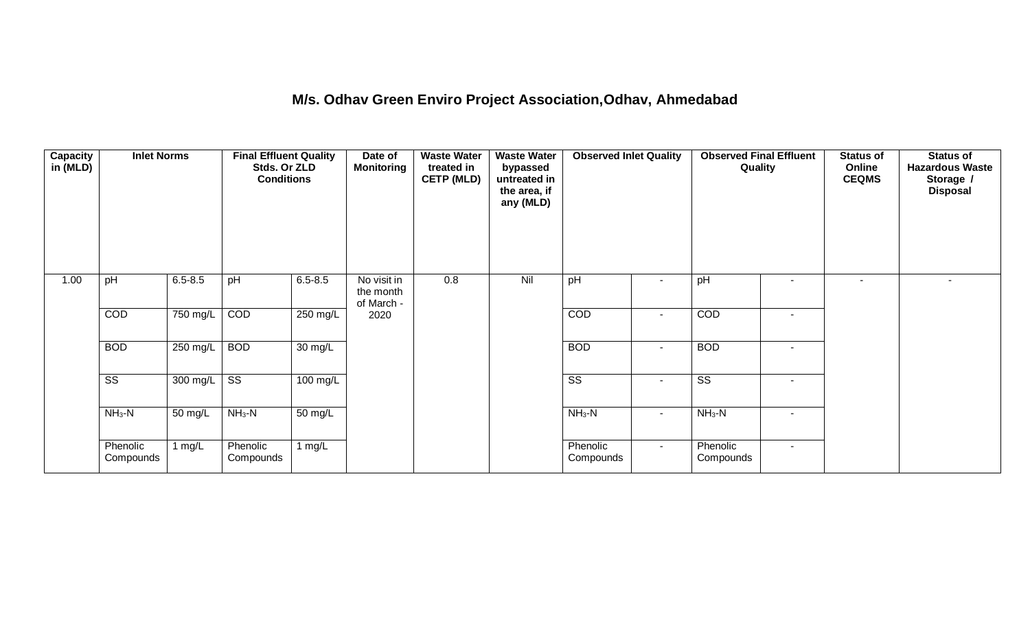# M/s. Odhav Green Enviro Project Association,Odhav, Ahmedabad

| Capacity in (MLD) | Inlet Norms | | Final Effluent Quality Stds. Or ZLD Conditions | | Date of Monitoring | Waste Water treated in CETP (MLD) | Waste Water bypassed untreated in the area, if any (MLD) | Observed Inlet Quality | | Observed Final Effluent Quality | | Status of Online CEQMS | Status of Hazardous Waste Storage / Disposal |
|---|---|---|---|---|---|---|---|---|---|---|---|---|---|
| 1.00 | pH | 6.5-8.5 | pH | 6.5-8.5 | No visit in the month of March - 2020 | 0.8 | Nil | pH | - | pH | - | - | - |
| | COD | 750 mg/L | COD | 250 mg/L | | | | COD | - | COD | - | | |
| | BOD | 250 mg/L | BOD | 30 mg/L | | | | BOD | - | BOD | - | | |
| | SS | 300 mg/L | SS | 100 mg/L | | | | SS | - | SS | - | | |
| | $NH_3$-N | 50 mg/L | $NH_3$-N | 50 mg/L | | | | $NH_3$-N | - | $NH_3$-N | - | | |
| | Phenolic Compounds | 1 mg/L | Phenolic Compounds | 1 mg/L | | | | Phenolic Compounds | - | Phenolic Compounds | - | | |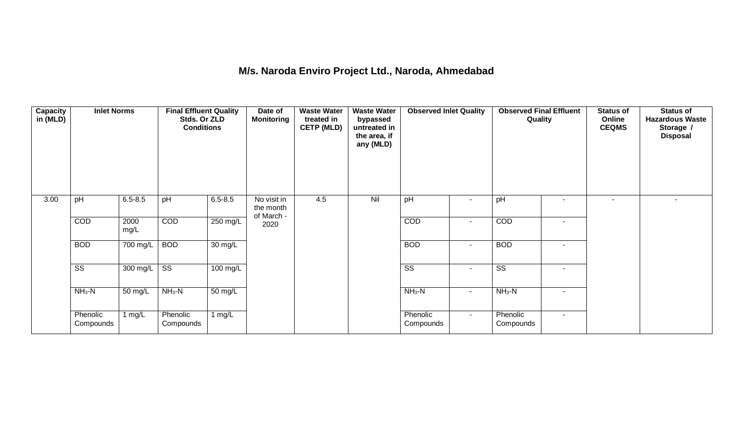# M/s. Naroda Enviro Project Ltd., Naroda, Ahmedabad

| Capacity in (MLD) | Inlet Norms | | Final Effluent Quality Stds. Or ZLD Conditions | | Date of Monitoring | Waste Water treated in CETP (MLD) | Waste Water bypassed untreated in the area, if any (MLD) | Observed Inlet Quality | | Observed Final Effluent Quality | | Status of Online CEQMS | Status of Hazardous Waste Storage / Disposal |
|---|---|---|---|---|---|---|---|---|---|---|---|---|---|
| 3.00 | pH | 6.5-8.5 | pH | 6.5-8.5 | No visit in the month of March - 2020 | 4.5 | Nil | pH | - | pH | - | - | - |
| | COD | 2000 mg/L | COD | 250 mg/L | | | | COD | - | COD | - | | |
| | BOD | 700 mg/L | BOD | 30 mg/L | | | | BOD | - | BOD | - | | |
| | SS | 300 mg/L | SS | 100 mg/L | | | | SS | - | SS | - | | |
| | $NH_3$-N | 50 mg/L | $NH_3$-N | 50 mg/L | | | | $NH_3$-N | - | $NH_3$-N | - | | |
| | Phenolic Compounds | 1 mg/L | Phenolic Compounds | 1 mg/L | | | | Phenolic Compounds | - | Phenolic Compounds | - | | |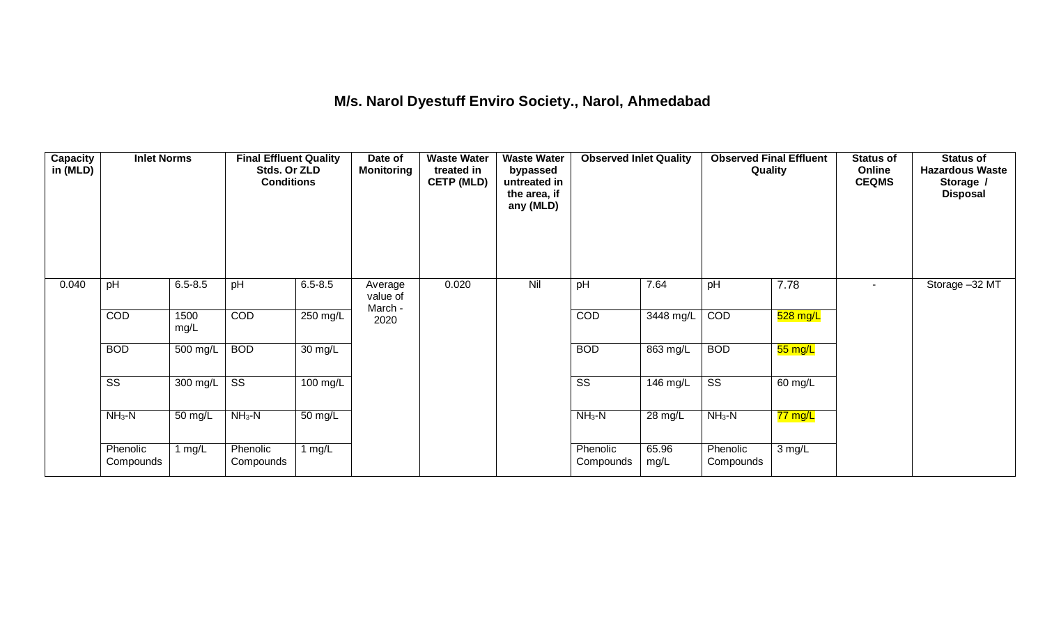## M/s. Narol Dyestuff Enviro Society., Narol, Ahmedabad

| Capacity in (MLD) | Inlet Norms | | Final Effluent Quality Stds. Or ZLD Conditions | | Date of Monitoring | Waste Water treated in CETP (MLD) | Waste Water bypassed untreated in the area, if any (MLD) | Observed Inlet Quality | | Observed Final Effluent Quality | | Status of Online CEQMS | Status of Hazardous Waste Storage / Disposal |
|---|---|---|---|---|---|---|---|---|---|---|---|---|---|
| 0.040 | pH | 6.5-8.5 | pH | 6.5-8.5 | Average value of March - 2020 | 0.020 | Nil | pH | 7.64 | pH | 7.78 | - | Storage –32 MT |
| | COD | 1500 mg/L | COD | 250 mg/L | | | | COD | 3448 mg/L | COD | 528 mg/L | | |
| | BOD | 500 mg/L | BOD | 30 mg/L | | | | BOD | 863 mg/L | BOD | 55 mg/L | | |
| | SS | 300 mg/L | SS | 100 mg/L | | | | SS | 146 mg/L | SS | 60 mg/L | | |
| | $NH_3$-N | 50 mg/L | $NH_3$-N | 50 mg/L | | | | $NH_3$-N | 28 mg/L | $NH_3$-N | 77 mg/L | | |
| | Phenolic Compounds | 1 mg/L | Phenolic Compounds | 1 mg/L | | | | Phenolic Compounds | 65.96 mg/L | Phenolic Compounds | 3 mg/L | | |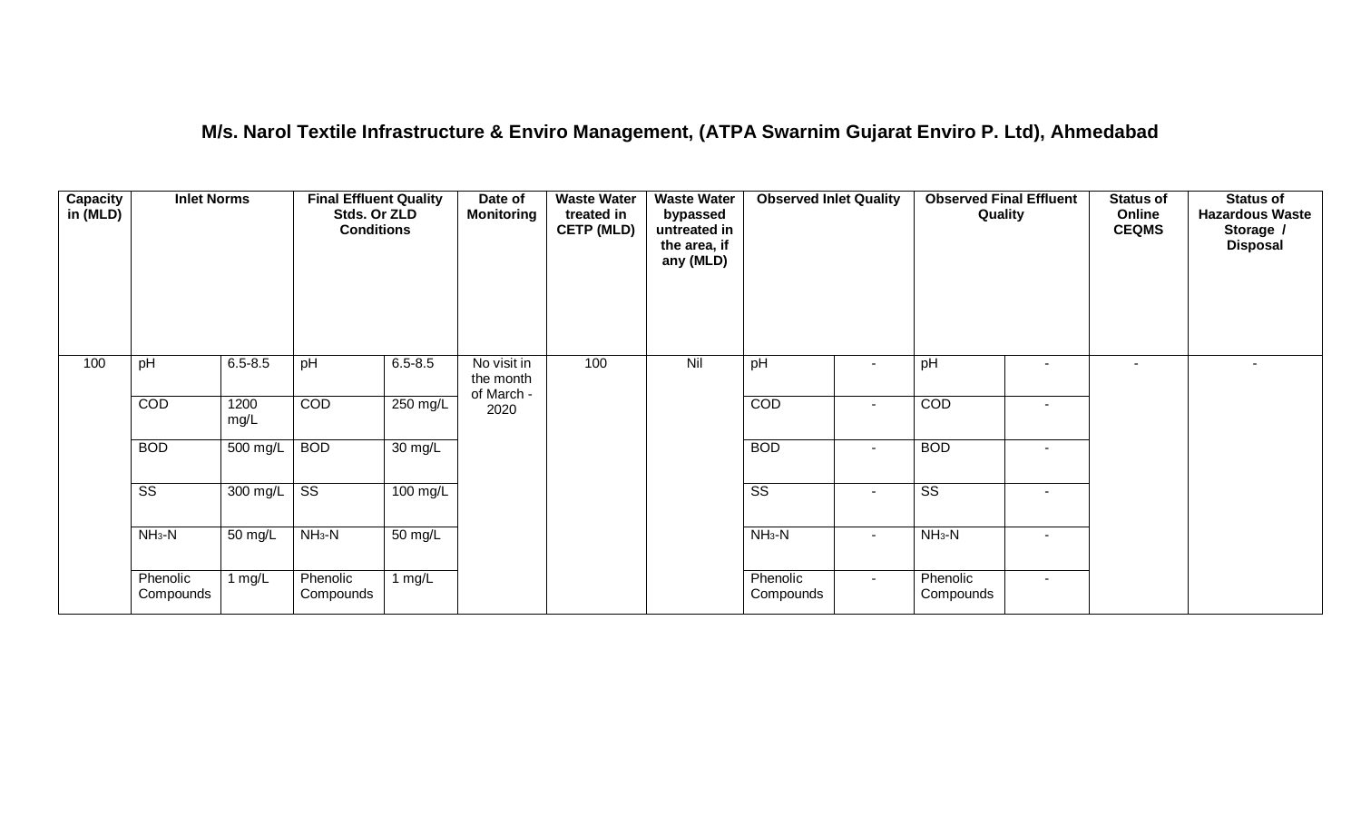## M/s. Narol Textile Infrastructure & Enviro Management, (ATPA Swarnim Gujarat Enviro P. Ltd), Ahmedabad

| Capacity in (MLD) | Inlet Norms | | Final Effluent Quality Stds. Or ZLD Conditions | | Date of Monitoring | Waste Water treated in CETP (MLD) | Waste Water bypassed untreated in the area, if any (MLD) | Observed Inlet Quality | | Observed Final Effluent Quality | | Status of Online CEQMS | Status of Hazardous Waste Storage / Disposal |
|---|---|---|---|---|---|---|---|---|---|---|---|---|---|
| 100 | pH | 6.5-8.5 | pH | 6.5-8.5 | No visit in the month of March - 2020 | 100 | Nil | pH | - | pH | - | - | - |
| | COD | 1200 mg/L | COD | 250 mg/L | | | | COD | - | COD | - | | |
| | BOD | 500 mg/L | BOD | 30 mg/L | | | | BOD | - | BOD | - | | |
| | SS | 300 mg/L | SS | 100 mg/L | | | | SS | - | SS | - | | |
| | $NH_3$-N | 50 mg/L | $NH_3$-N | 50 mg/L | | | | $NH_3$-N | - | $NH_3$-N | - | | |
| | Phenolic Compounds | 1 mg/L | Phenolic Compounds | 1 mg/L | | | | Phenolic Compounds | - | Phenolic Compounds | - | | |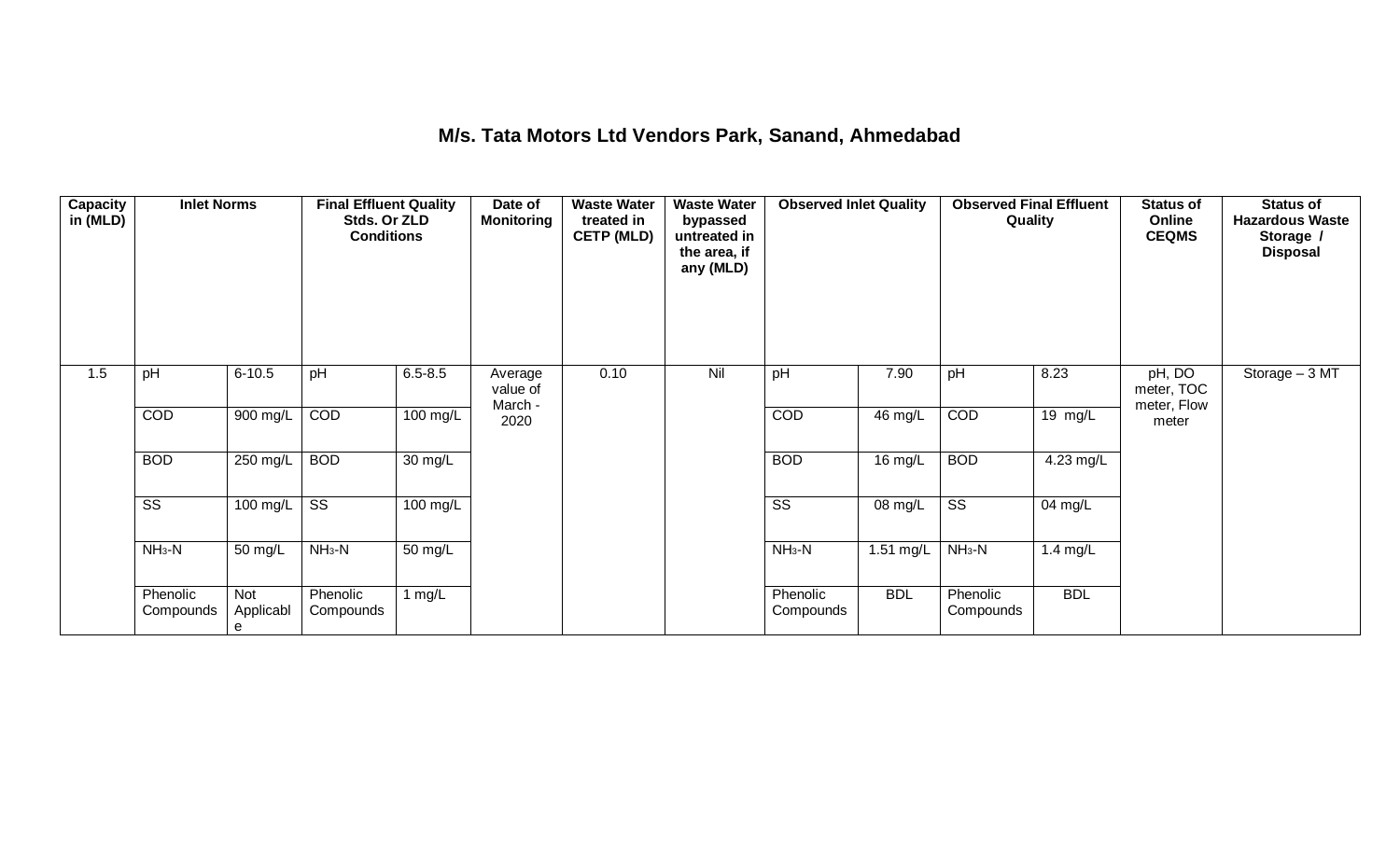# M/s. Tata Motors Ltd Vendors Park, Sanand, Ahmedabad

| Capacity in (MLD) | Inlet Norms | | Final Effluent Quality Stds. Or ZLD Conditions | | Date of Monitoring | Waste Water treated in CETP (MLD) | Waste Water bypassed untreated in the area, if any (MLD) | Observed Inlet Quality | | Observed Final Effluent Quality | | Status of Online CEQMS | Status of Hazardous Waste Storage / Disposal |
|---|---|---|---|---|---|---|---|---|---|---|---|---|---|
| 1.5 | pH | 6-10.5 | pH | 6.5-8.5 | Average value of March - 2020 | 0.10 | Nil | pH | 7.90 | pH | 8.23 | pH, DO meter, TOC meter, Flow meter | Storage – 3 MT |
| | COD | 900 mg/L | COD | 100 mg/L | | | | COD | 46 mg/L | COD | 19 mg/L | | |
| | BOD | 250 mg/L | BOD | 30 mg/L | | | | BOD | 16 mg/L | BOD | 4.23 mg/L | | |
| | SS | 100 mg/L | SS | 100 mg/L | | | | SS | 08 mg/L | SS | 04 mg/L | | |
| | $NH_3$-N | 50 mg/L | $NH_3$-N | 50 mg/L | | | | $NH_3$-N | 1.51 mg/L | $NH_3$-N | 1.4 mg/L | | |
| | Phenolic Compounds | Not Applicable | Phenolic Compounds | 1 mg/L | | | | Phenolic Compounds | BDL | Phenolic Compounds | BDL | | |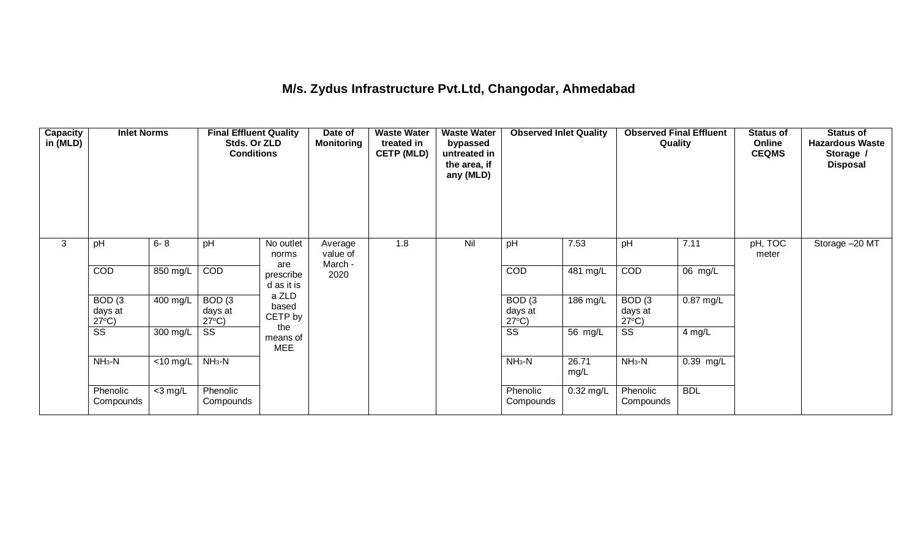# M/s. Zydus Infrastructure Pvt.Ltd, Changodar, Ahmedabad

| Capacity in (MLD) | Inlet Norms | | Final Effluent Quality Stds. Or ZLD Conditions | | Date of Monitoring | Waste Water treated in CETP (MLD) | Waste Water bypassed untreated in the area, if any (MLD) | Observed Inlet Quality | | Observed Final Effluent Quality | | Status of Online CEQMS | Status of Hazardous Waste Storage / Disposal |
|---|---|---|---|---|---|---|---|---|---|---|---|---|---|
| 3 | pH | 6- 8 | pH | No outlet norms are prescribed as it is a ZLD based CETP by the means of MEE | Average value of March - 2020 | 1.8 | Nil | pH | 7.53 | pH | 7.11 | pH, TOC meter | Storage –20 MT |
| | COD | 850 mg/L | COD | | | | | COD | 481 mg/L | COD | 06 mg/L | | |
| | BOD (3 days at 27°C) | 400 mg/L | BOD (3 days at 27°C) | | | | | BOD (3 days at 27°C) | 186 mg/L | BOD (3 days at 27°C) | 0.87 mg/L | | |
| | SS | 300 mg/L | SS | | | | | SS | 56 mg/L | SS | 4 mg/L | | |
| | $NH_3$-N | <10 mg/L | $NH_3$-N | | | | | $NH_3$-N | 26.71 mg/L | $NH_3$-N | 0.39 mg/L | | |
| | Phenolic Compounds | <3 mg/L | Phenolic Compounds | | | | | Phenolic Compounds | 0.32 mg/L | Phenolic Compounds | BDL | | |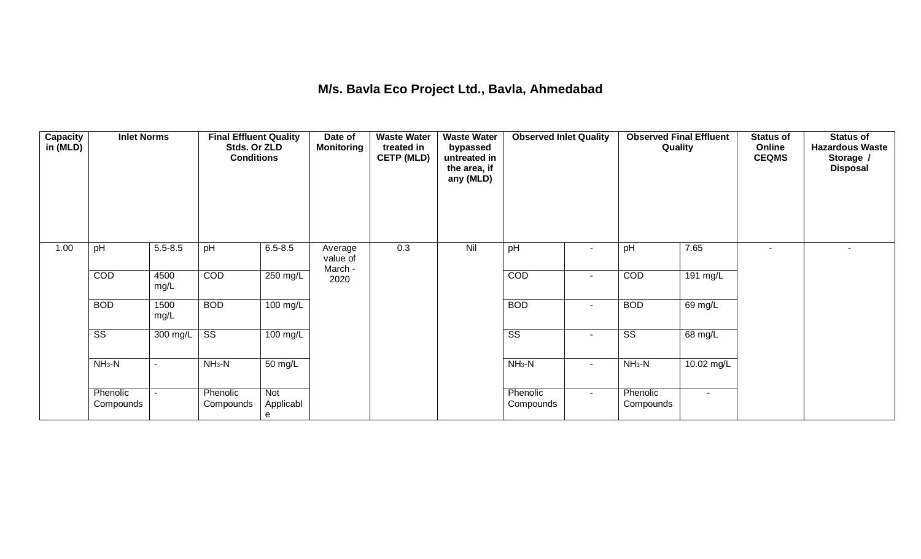## M/s. Bavla Eco Project Ltd., Bavla, Ahmedabad

| Capacity in (MLD) | Inlet Norms | | Final Effluent Quality Stds. Or ZLD Conditions | | Date of Monitoring | Waste Water treated in CETP (MLD) | Waste Water bypassed untreated in the area, if any (MLD) | Observed Inlet Quality | | Observed Final Effluent Quality | | Status of Online CEQMS | Status of Hazardous Waste Storage / Disposal |
|---|---|---|---|---|---|---|---|---|---|---|---|---|---|
| 1.00 | pH | 5.5-8.5 | pH | 6.5-8.5 | Average value of March - 2020 | 0.3 | Nil | pH | - | pH | 7.65 | - | - |
| | COD | 4500 mg/L | COD | 250 mg/L | | | | COD | - | COD | 191 mg/L | | |
| | BOD | 1500 mg/L | BOD | 100 mg/L | | | | BOD | - | BOD | 69 mg/L | | |
| | SS | 300 mg/L | SS | 100 mg/L | | | | SS | - | SS | 68 mg/L | | |
| | $NH_3$-N | - | $NH_3$-N | 50 mg/L | | | | $NH_3$-N | - | $NH_3$-N | 10.02 mg/L | | |
| | Phenolic Compounds | - | Phenolic Compounds | Not Applicable | | | | Phenolic Compounds | - | Phenolic Compounds | - | | |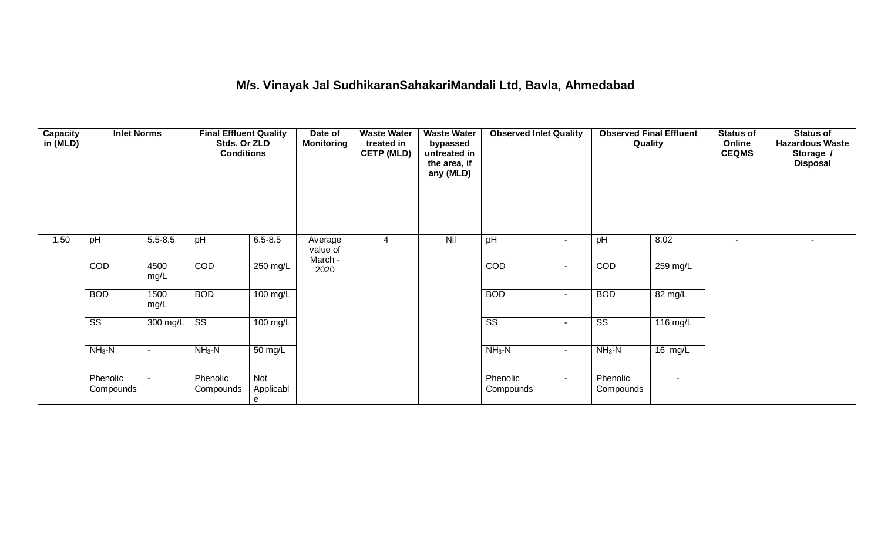# M/s. Vinayak Jal SudhikaranSahakariMandali Ltd, Bavla, Ahmedabad

| Capacity in (MLD) | Inlet Norms | | Final Effluent Quality Stds. Or ZLD Conditions | | Date of Monitoring | Waste Water treated in CETP (MLD) | Waste Water bypassed untreated in the area, if any (MLD) | Observed Inlet Quality | | Observed Final Effluent Quality | | Status of Online CEQMS | Status of Hazardous Waste Storage / Disposal |
|---|---|---|---|---|---|---|---|---|---|---|---|---|---|
| 1.50 | pH | 5.5-8.5 | pH | 6.5-8.5 | Average value of March - 2020 | 4 | Nil | pH | - | pH | 8.02 | - | - |
| | COD | 4500 mg/L | COD | 250 mg/L | | | | COD | - | COD | 259 mg/L | | |
| | BOD | 1500 mg/L | BOD | 100 mg/L | | | | BOD | - | BOD | 82 mg/L | | |
| | SS | 300 mg/L | SS | 100 mg/L | | | | SS | - | SS | 116 mg/L | | |
| | $NH_3$-N | - | $NH_3$-N | 50 mg/L | | | | $NH_3$-N | - | $NH_3$-N | 16 mg/L | | |
| | Phenolic Compounds | - | Phenolic Compounds | Not Applicable | | | | Phenolic Compounds | - | Phenolic Compounds | - | | |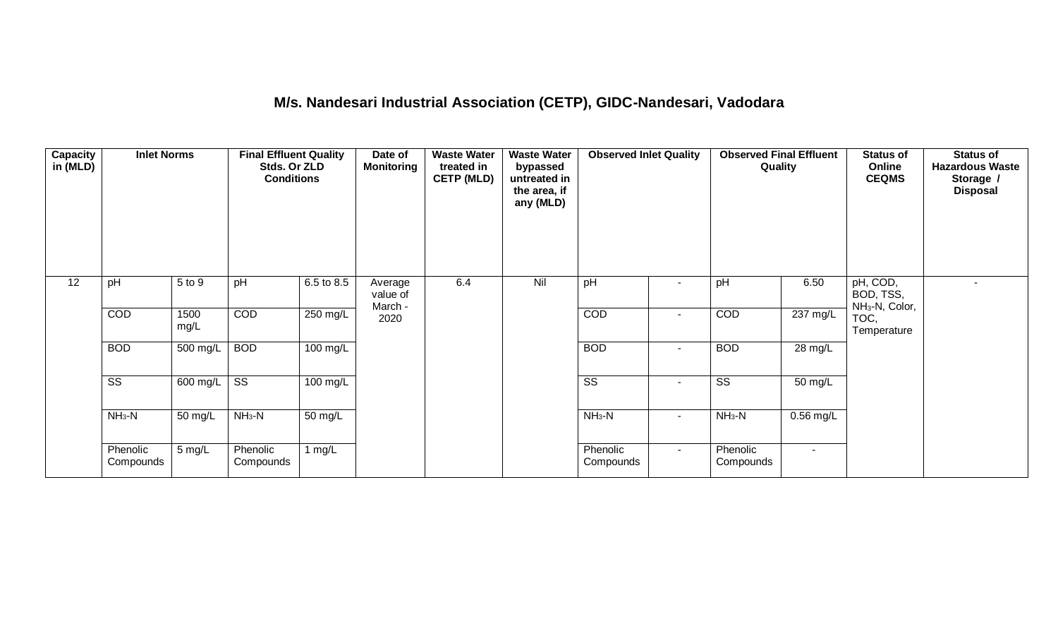# M/s. Nandesari Industrial Association (CETP), GIDC-Nandesari, Vadodara

| Capacity in (MLD) | Inlet Norms | | Final Effluent Quality Stds. Or ZLD Conditions | | Date of Monitoring | Waste Water treated in CETP (MLD) | Waste Water bypassed untreated in the area, if any (MLD) | Observed Inlet Quality | | Observed Final Effluent Quality | | Status of Online CEQMS | Status of Hazardous Waste Storage / Disposal |
|---|---|---|---|---|---|---|---|---|---|---|---|---|---|
| 12 | pH | 5 to 9 | pH | 6.5 to 8.5 | Average value of March - 2020 | 6.4 | Nil | pH | - | pH | 6.50 | pH, COD, BOD, TSS, $NH_3$-N, Color, TOC, Temperature | - |
| | COD | 1500 mg/L | COD | 250 mg/L | | | | COD | - | COD | 237 mg/L | | |
| | BOD | 500 mg/L | BOD | 100 mg/L | | | | BOD | - | BOD | 28 mg/L | | |
| | SS | 600 mg/L | SS | 100 mg/L | | | | SS | - | SS | 50 mg/L | | |
| | $NH_3$-N | 50 mg/L | $NH_3$-N | 50 mg/L | | | | $NH_3$-N | - | $NH_3$-N | 0.56 mg/L | | |
| | Phenolic Compounds | 5 mg/L | Phenolic Compounds | 1 mg/L | | | | Phenolic Compounds | - | Phenolic Compounds | - | | |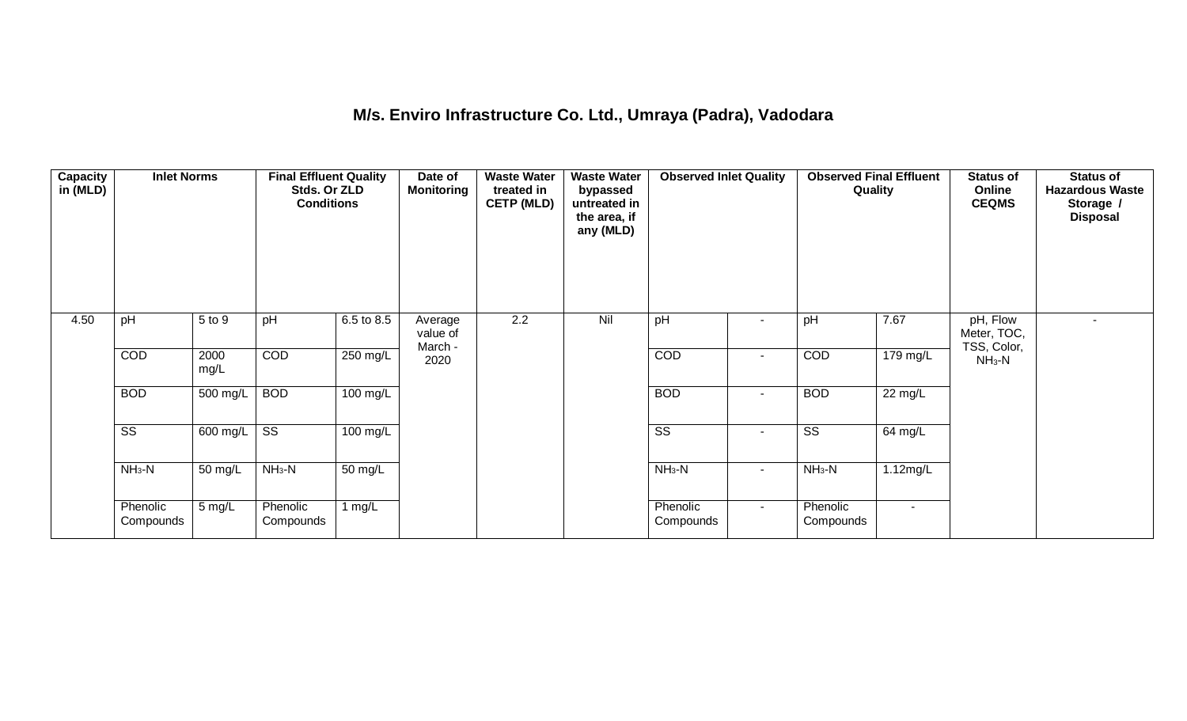# M/s. Enviro Infrastructure Co. Ltd., Umraya (Padra), Vadodara

| Capacity in (MLD) | Inlet Norms | | Final Effluent Quality Stds. Or ZLD Conditions | | Date of Monitoring | Waste Water treated in CETP (MLD) | Waste Water bypassed untreated in the area, if any (MLD) | Observed Inlet Quality | | Observed Final Effluent Quality | | Status of Online CEQMS | Status of Hazardous Waste Storage / Disposal |
|---|---|---|---|---|---|---|---|---|---|---|---|---|---|
| 4.50 | pH | 5 to 9 | pH | 6.5 to 8.5 | Average value of March - 2020 | 2.2 | Nil | pH | - | pH | 7.67 | pH, Flow Meter, TOC, TSS, Color, $NH_3$-N | - |
| | COD | 2000 mg/L | COD | 250 mg/L | | | | COD | - | COD | 179 mg/L | | |
| | BOD | 500 mg/L | BOD | 100 mg/L | | | | BOD | - | BOD | 22 mg/L | | |
| | SS | 600 mg/L | SS | 100 mg/L | | | | SS | - | SS | 64 mg/L | | |
| | $NH_3$-N | 50 mg/L | $NH_3$-N | 50 mg/L | | | | $NH_3$-N | - | $NH_3$-N | 1.12mg/L | | |
| | Phenolic Compounds | 5 mg/L | Phenolic Compounds | 1 mg/L | | | | Phenolic Compounds | - | Phenolic Compounds | - | | |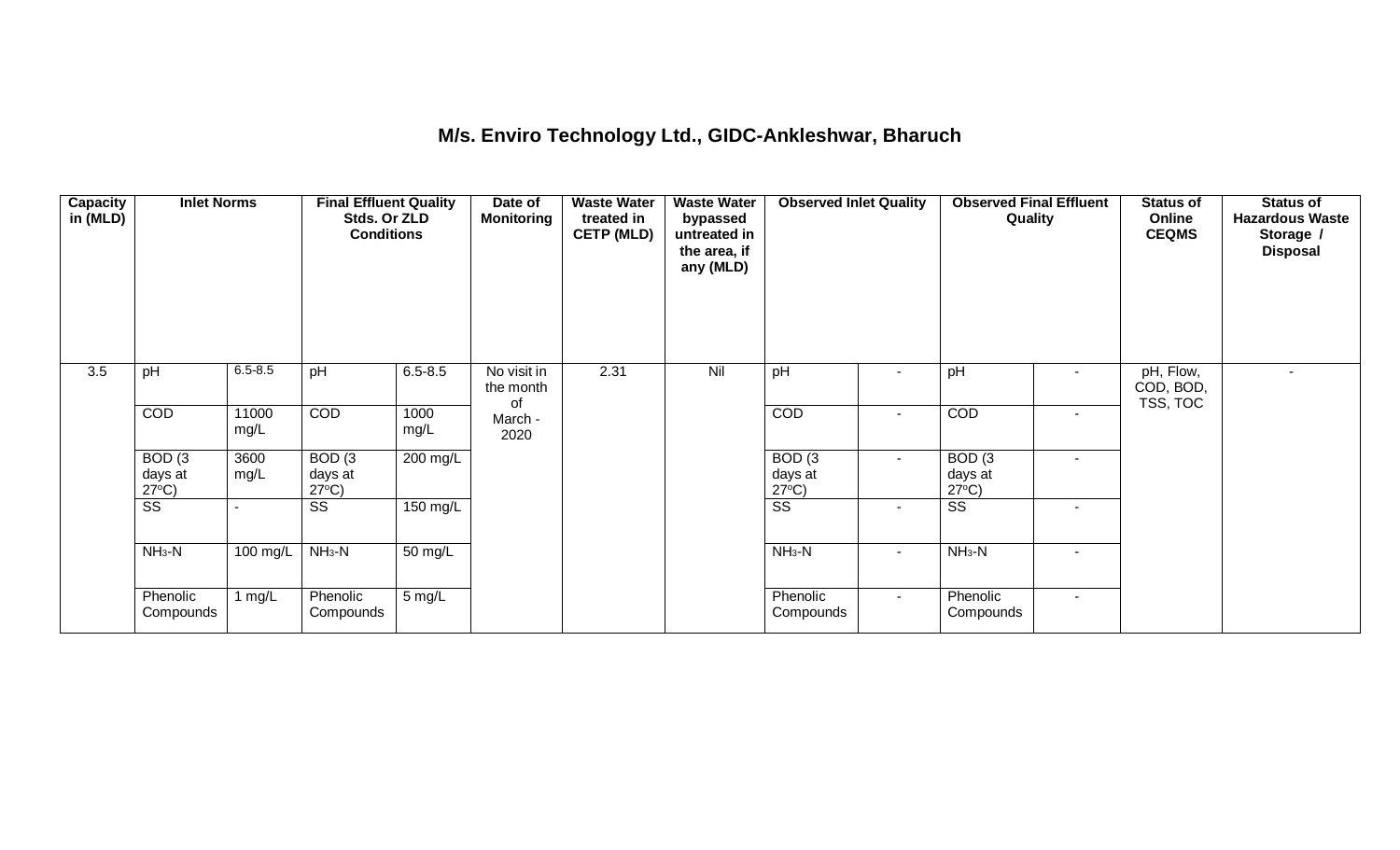# M/s. Enviro Technology Ltd., GIDC-Ankleshwar, Bharuch

| Capacity in (MLD) | Inlet Norms | | Final Effluent Quality Stds. Or ZLD Conditions | | Date of Monitoring | Waste Water treated in CETP (MLD) | Waste Water bypassed untreated in the area, if any (MLD) | Observed Inlet Quality | | Observed Final Effluent Quality | | Status of Online CEQMS | Status of Hazardous Waste Storage / Disposal |
|---|---|---|---|---|---|---|---|---|---|---|---|---|---|
| 3.5 | pH | 6.5-8.5 | pH | 6.5-8.5 | No visit in the month of March - 2020 | 2.31 | Nil | pH | - | pH | - | pH, Flow, COD, BOD, TSS, TOC | - |
| | COD | 11000 mg/L | COD | 1000 mg/L | | | | COD | - | COD | - | | |
| | BOD (3 days at 27°C) | 3600 mg/L | BOD (3 days at 27°C) | 200 mg/L | | | | BOD (3 days at 27°C) | - | BOD (3 days at 27°C) | - | | |
| | SS | - | SS | 150 mg/L | | | | SS | - | SS | - | | |
| | $NH_3$-N | 100 mg/L | $NH_3$-N | 50 mg/L | | | | $NH_3$-N | - | $NH_3$-N | - | | |
| | Phenolic Compounds | 1 mg/L | Phenolic Compounds | 5 mg/L | | | | Phenolic Compounds | - | Phenolic Compounds | - | | |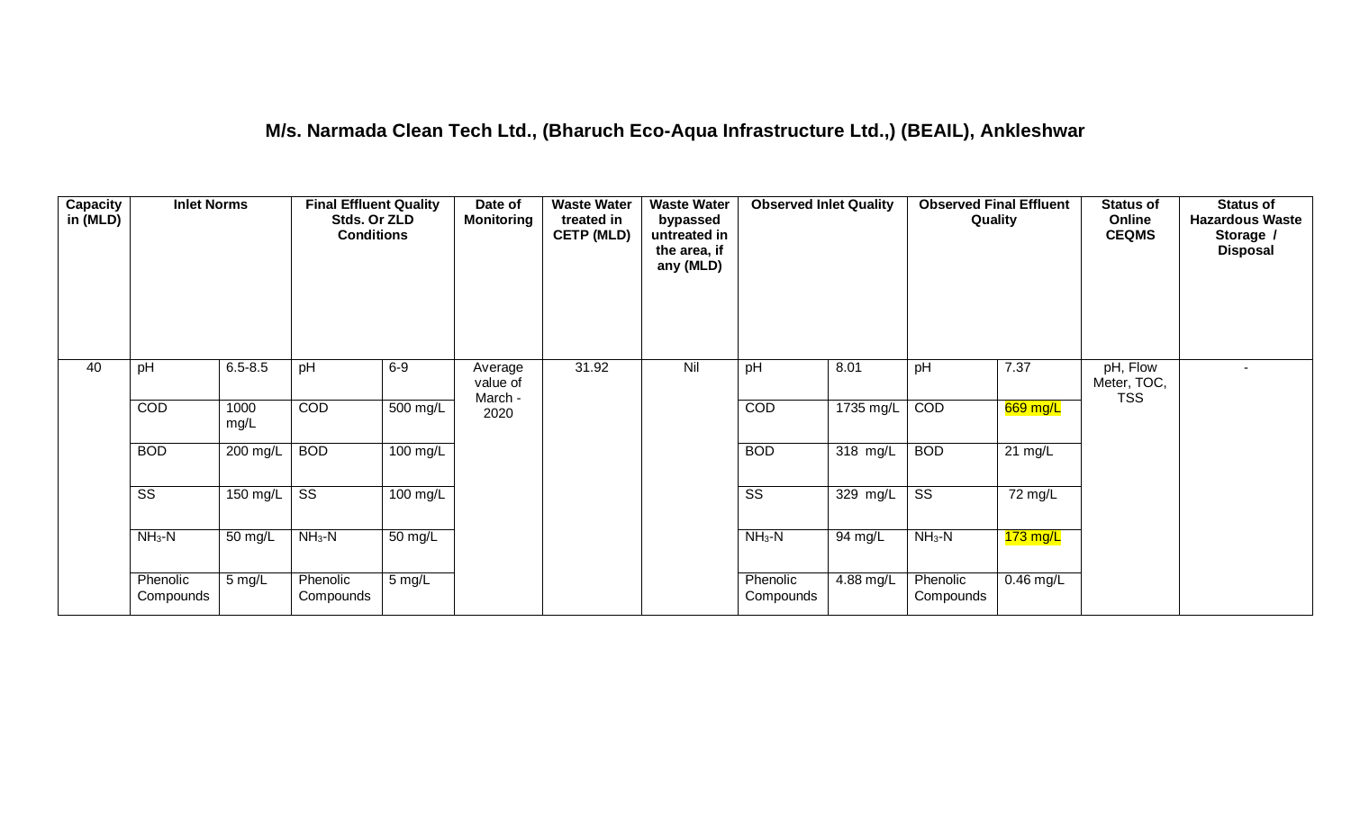## M/s. Narmada Clean Tech Ltd., (Bharuch Eco-Aqua Infrastructure Ltd.,) (BEAIL), Ankleshwar

| Capacity in (MLD) | Inlet Norms | | Final Effluent Quality Stds. Or ZLD Conditions | | Date of Monitoring | Waste Water treated in CETP (MLD) | Waste Water bypassed untreated in the area, if any (MLD) | Observed Inlet Quality | | Observed Final Effluent Quality | | Status of Online CEQMS | Status of Hazardous Waste Storage / Disposal |
|---|---|---|---|---|---|---|---|---|---|---|---|---|---|
| 40 | pH | 6.5-8.5 | pH | 6-9 | Average value of March - 2020 | 31.92 | Nil | pH | 8.01 | pH | 7.37 | pH, Flow Meter, TOC, TSS | - |
| | COD | 1000 mg/L | COD | 500 mg/L | | | | COD | 1735 mg/L | COD | 669 mg/L | | |
| | BOD | 200 mg/L | BOD | 100 mg/L | | | | BOD | 318 mg/L | BOD | 21 mg/L | | |
| | SS | 150 mg/L | SS | 100 mg/L | | | | SS | 329 mg/L | SS | 72 mg/L | | |
| | $NH_3$-N | 50 mg/L | $NH_3$-N | 50 mg/L | | | | $NH_3$-N | 94 mg/L | $NH_3$-N | 173 mg/L | | |
| | Phenolic Compounds | 5 mg/L | Phenolic Compounds | 5 mg/L | | | | Phenolic Compounds | 4.88 mg/L | Phenolic Compounds | 0.46 mg/L | | |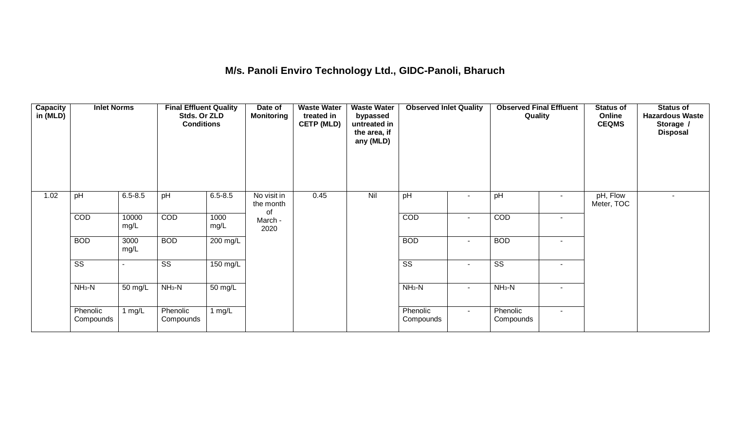## M/s. Panoli Enviro Technology Ltd., GIDC-Panoli, Bharuch

| Capacity in (MLD) | Inlet Norms | | Final Effluent Quality Stds. Or ZLD Conditions | | Date of Monitoring | Waste Water treated in CETP (MLD) | Waste Water bypassed untreated in the area, if any (MLD) | Observed Inlet Quality | | Observed Final Effluent Quality | | Status of Online CEQMS | Status of Hazardous Waste Storage / Disposal |
|---|---|---|---|---|---|---|---|---|---|---|---|---|---|
| 1.02 | pH | 6.5-8.5 | pH | 6.5-8.5 | No visit in the month of March - 2020 | 0.45 | Nil | pH | - | pH | - | pH, Flow Meter, TOC | - |
| | COD | 10000 mg/L | COD | 1000 mg/L | | | | COD | - | COD | - | | |
| | BOD | 3000 mg/L | BOD | 200 mg/L | | | | BOD | - | BOD | - | | |
| | SS | - | SS | 150 mg/L | | | | SS | - | SS | - | | |
| | $NH_3$-N | 50 mg/L | $NH_3$-N | 50 mg/L | | | | $NH_3$-N | - | $NH_3$-N | - | | |
| | Phenolic Compounds | 1 mg/L | Phenolic Compounds | 1 mg/L | | | | Phenolic Compounds | - | Phenolic Compounds | - | | |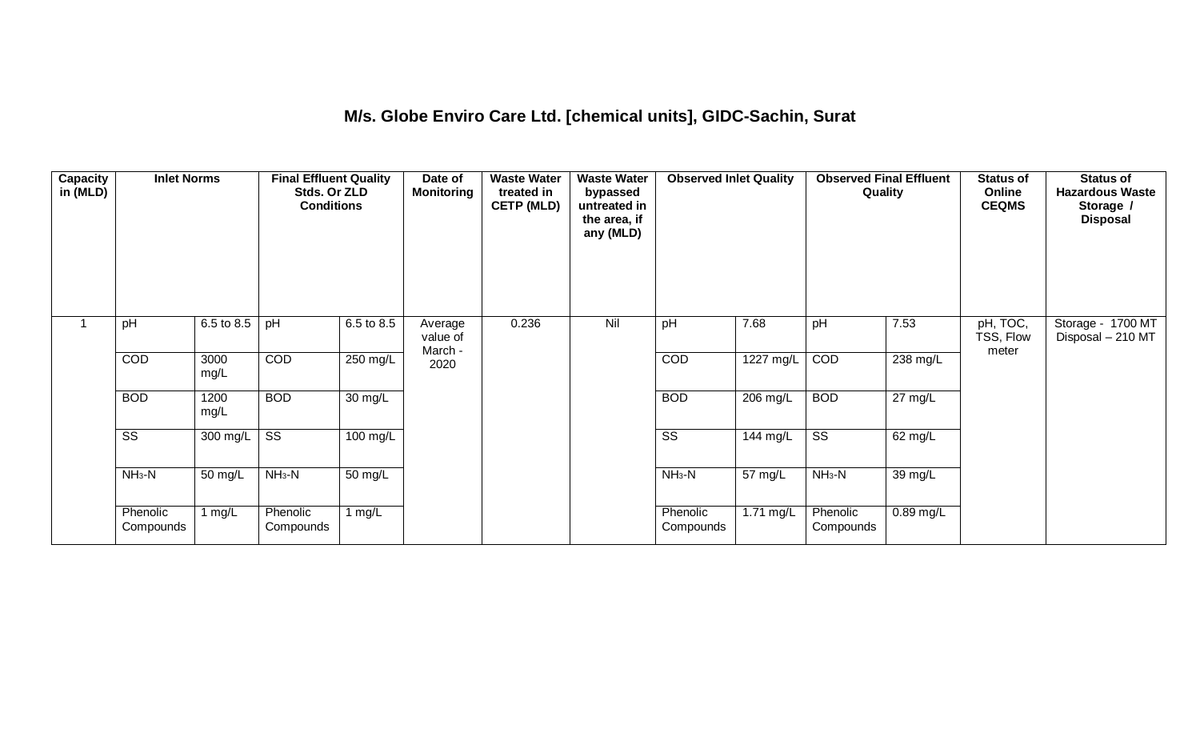## M/s. Globe Enviro Care Ltd. [chemical units], GIDC-Sachin, Surat

| Capacity in (MLD) | Inlet Norms | | Final Effluent Quality Stds. Or ZLD Conditions | | Date of Monitoring | Waste Water treated in CETP (MLD) | Waste Water bypassed untreated in the area, if any (MLD) | Observed Inlet Quality | | Observed Final Effluent Quality | | Status of Online CEQMS | Status of Hazardous Waste Storage / Disposal |
|---|---|---|---|---|---|---|---|---|---|---|---|---|---|
| 1 | pH | 6.5 to 8.5 | pH | 6.5 to 8.5 | Average value of March - 2020 | 0.236 | Nil | pH | 7.68 | pH | 7.53 | pH, TOC, TSS, Flow meter | Storage - 1700 MT Disposal – 210 MT |
| | COD | 3000 mg/L | COD | 250 mg/L | | | | COD | 1227 mg/L | COD | 238 mg/L | | |
| | BOD | 1200 mg/L | BOD | 30 mg/L | | | | BOD | 206 mg/L | BOD | 27 mg/L | | |
| | SS | 300 mg/L | SS | 100 mg/L | | | | SS | 144 mg/L | SS | 62 mg/L | | |
| | $NH_3$-N | 50 mg/L | $NH_3$-N | 50 mg/L | | | | $NH_3$-N | 57 mg/L | $NH_3$-N | 39 mg/L | | |
| | Phenolic Compounds | 1 mg/L | Phenolic Compounds | 1 mg/L | | | | Phenolic Compounds | 1.71 mg/L | Phenolic Compounds | 0.89 mg/L | | |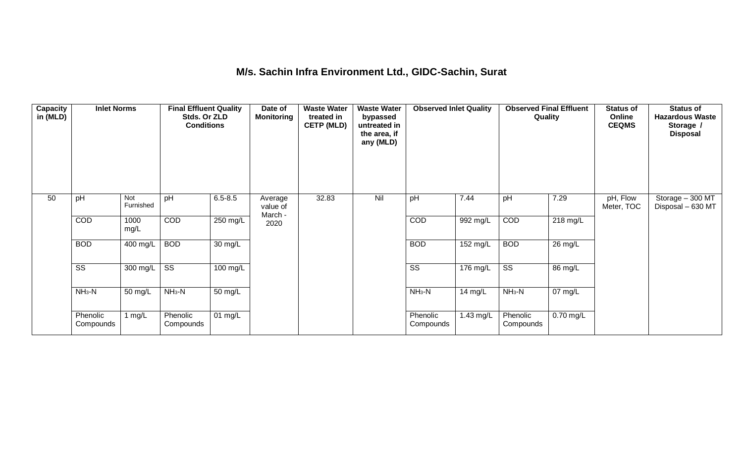## M/s. Sachin Infra Environment Ltd., GIDC-Sachin, Surat

| Capacity in (MLD) | Inlet Norms | | Final Effluent Quality Stds. Or ZLD Conditions | | Date of Monitoring | Waste Water treated in CETP (MLD) | Waste Water bypassed untreated in the area, if any (MLD) | Observed Inlet Quality | | Observed Final Effluent Quality | | Status of Online CEQMS | Status of Hazardous Waste Storage / Disposal |
|---|---|---|---|---|---|---|---|---|---|---|---|---|---|
| 50 | pH | Not Furnished | pH | 6.5-8.5 | Average value of March - 2020 | 32.83 | Nil | pH | 7.44 | pH | 7.29 | pH, Flow Meter, TOC | Storage – 300 MT Disposal – 630 MT |
| | COD | 1000 mg/L | COD | 250 mg/L | | | | COD | 992 mg/L | COD | 218 mg/L | | |
| | BOD | 400 mg/L | BOD | 30 mg/L | | | | BOD | 152 mg/L | BOD | 26 mg/L | | |
| | SS | 300 mg/L | SS | 100 mg/L | | | | SS | 176 mg/L | SS | 86 mg/L | | |
| | $NH_3$-N | 50 mg/L | $NH_3$-N | 50 mg/L | | | | $NH_3$-N | 14 mg/L | $NH_3$-N | 07 mg/L | | |
| | Phenolic Compounds | 1 mg/L | Phenolic Compounds | 01 mg/L | | | | Phenolic Compounds | 1.43 mg/L | Phenolic Compounds | 0.70 mg/L | | |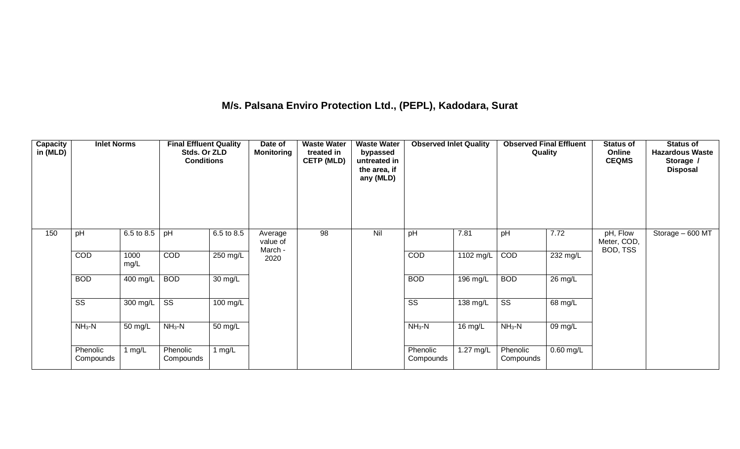## M/s. Palsana Enviro Protection Ltd., (PEPL), Kadodara, Surat

| Capacity in (MLD) | Inlet Norms | | Final Effluent Quality Stds. Or ZLD Conditions | | Date of Monitoring | Waste Water treated in CETP (MLD) | Waste Water bypassed untreated in the area, if any (MLD) | Observed Inlet Quality | | Observed Final Effluent Quality | | Status of Online CEQMS | Status of Hazardous Waste Storage / Disposal |
|---|---|---|---|---|---|---|---|---|---|---|---|---|---|
| 150 | pH | 6.5 to 8.5 | pH | 6.5 to 8.5 | Average value of March - 2020 | 98 | Nil | pH | 7.81 | pH | 7.72 | pH, Flow Meter, COD, BOD, TSS | Storage – 600 MT |
| | COD | 1000 mg/L | COD | 250 mg/L | | | | COD | 1102 mg/L | COD | 232 mg/L | | |
| | BOD | 400 mg/L | BOD | 30 mg/L | | | | BOD | 196 mg/L | BOD | 26 mg/L | | |
| | SS | 300 mg/L | SS | 100 mg/L | | | | SS | 138 mg/L | SS | 68 mg/L | | |
| | $NH_3$-N | 50 mg/L | $NH_3$-N | 50 mg/L | | | | $NH_3$-N | 16 mg/L | $NH_3$-N | 09 mg/L | | |
| | Phenolic Compounds | 1 mg/L | Phenolic Compounds | 1 mg/L | | | | Phenolic Compounds | 1.27 mg/L | Phenolic Compounds | 0.60 mg/L | | |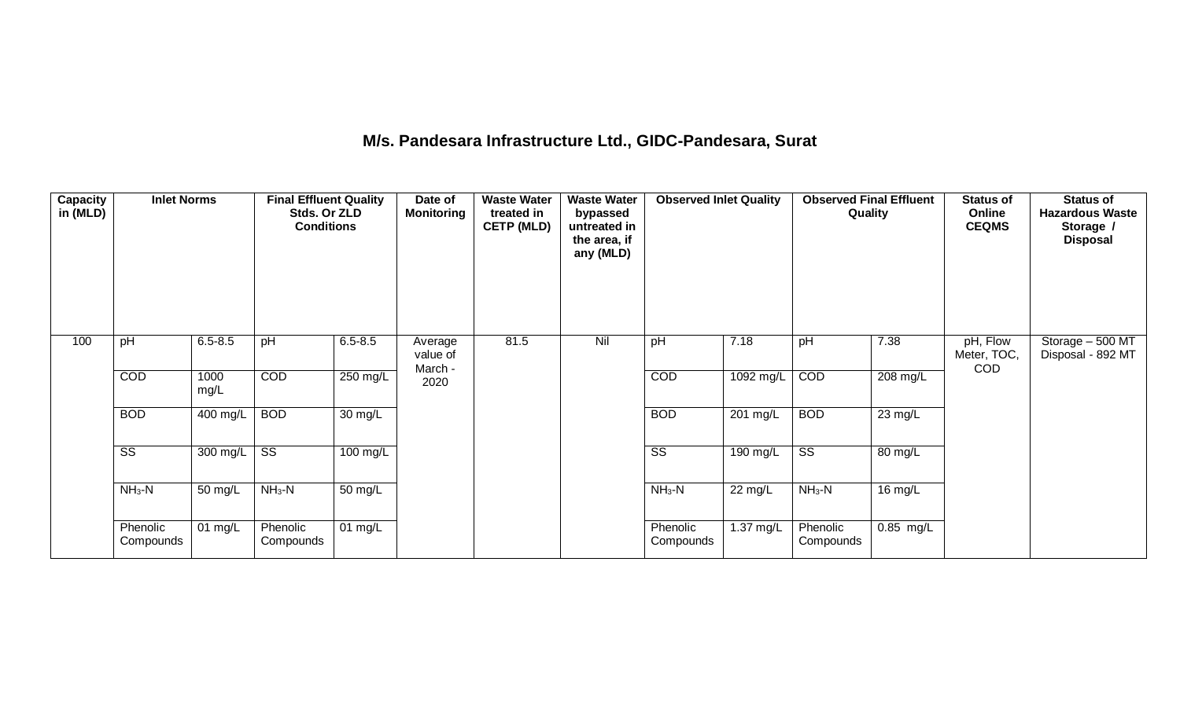# M/s. Pandesara Infrastructure Ltd., GIDC-Pandesara, Surat

| Capacity in (MLD) | Inlet Norms | | Final Effluent Quality Stds. Or ZLD Conditions | | Date of Monitoring | Waste Water treated in CETP (MLD) | Waste Water bypassed untreated in the area, if any (MLD) | Observed Inlet Quality | | Observed Final Effluent Quality | | Status of Online CEQMS | Status of Hazardous Waste Storage / Disposal |
|---|---|---|---|---|---|---|---|---|---|---|---|---|---|
| 100 | pH | 6.5-8.5 | pH | 6.5-8.5 | Average value of March - 2020 | 81.5 | Nil | pH | 7.18 | pH | 7.38 | pH, Flow Meter, TOC, COD | Storage – 500 MT Disposal - 892 MT |
| | COD | 1000 mg/L | COD | 250 mg/L | | | | COD | 1092 mg/L | COD | 208 mg/L | | |
| | BOD | 400 mg/L | BOD | 30 mg/L | | | | BOD | 201 mg/L | BOD | 23 mg/L | | |
| | SS | 300 mg/L | SS | 100 mg/L | | | | SS | 190 mg/L | SS | 80 mg/L | | |
| | $NH_3$-N | 50 mg/L | $NH_3$-N | 50 mg/L | | | | $NH_3$-N | 22 mg/L | $NH_3$-N | 16 mg/L | | |
| | Phenolic Compounds | 01 mg/L | Phenolic Compounds | 01 mg/L | | | | Phenolic Compounds | 1.37 mg/L | Phenolic Compounds | 0.85 mg/L | | |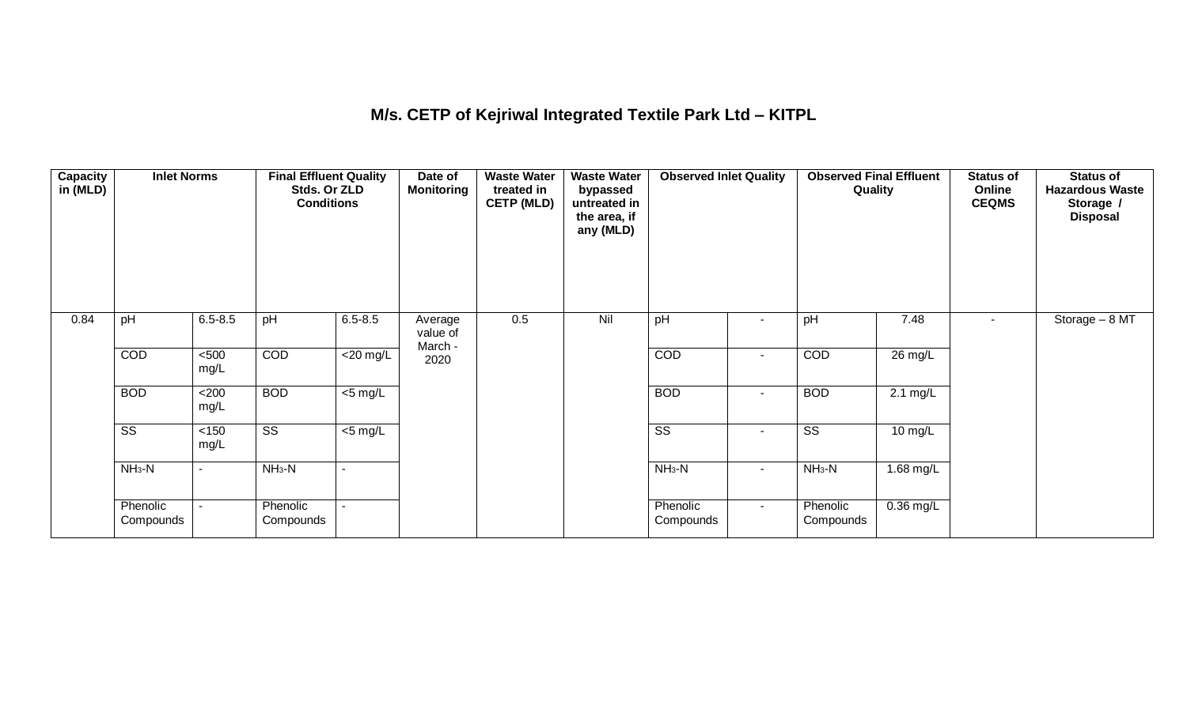## M/s. CETP of Kejriwal Integrated Textile Park Ltd – KITPL

| Capacity in (MLD) | Inlet Norms | | Final Effluent Quality Stds. Or ZLD Conditions | | Date of Monitoring | Waste Water treated in CETP (MLD) | Waste Water bypassed untreated in the area, if any (MLD) | Observed Inlet Quality | | Observed Final Effluent Quality | | Status of Online CEQMS | Status of Hazardous Waste Storage / Disposal |
|---|---|---|---|---|---|---|---|---|---|---|---|---|---|
| 0.84 | pH | 6.5-8.5 | pH | 6.5-8.5 | Average value of March - 2020 | 0.5 | Nil | pH | - | pH | 7.48 | - | Storage – 8 MT |
| | COD | <500 mg/L | COD | <20 mg/L | | | | COD | - | COD | 26 mg/L | | |
| | BOD | <200 mg/L | BOD | <5 mg/L | | | | BOD | - | BOD | 2.1 mg/L | | |
| | SS | <150 mg/L | SS | <5 mg/L | | | | SS | - | SS | 10 mg/L | | |
| | $NH_3$-N | - | $NH_3$-N | - | | | | $NH_3$-N | - | $NH_3$-N | 1.68 mg/L | | |
| | Phenolic Compounds | - | Phenolic Compounds | - | | | | Phenolic Compounds | - | Phenolic Compounds | 0.36 mg/L | | |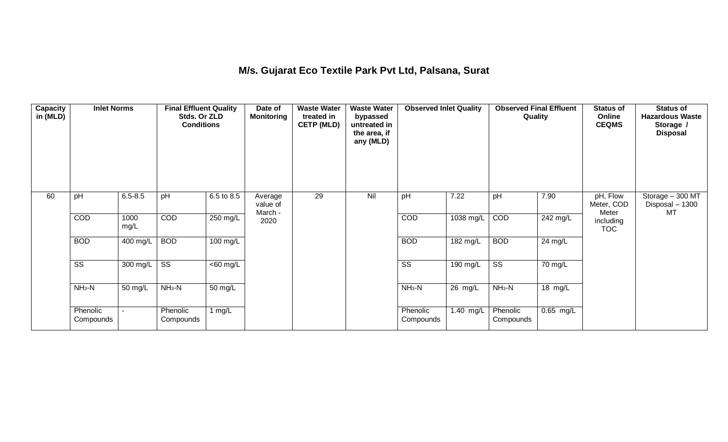## M/s. Gujarat Eco Textile Park Pvt Ltd, Palsana, Surat

| Capacity in (MLD) | Inlet Norms | | Final Effluent Quality Stds. Or ZLD Conditions | | Date of Monitoring | Waste Water treated in CETP (MLD) | Waste Water bypassed untreated in the area, if any (MLD) | Observed Inlet Quality | | Observed Final Effluent Quality | | Status of Online CEQMS | Status of Hazardous Waste Storage / Disposal |
|---|---|---|---|---|---|---|---|---|---|---|---|---|---|
| 60 | pH | 6.5-8.5 | pH | 6.5 to 8.5 | Average value of March - 2020 | 29 | Nil | pH | 7.22 | pH | 7.90 | pH, Flow Meter, COD Meter including TOC | Storage – 300 MT Disposal – 1300 MT |
| | COD | 1000 mg/L | COD | 250 mg/L | | | | COD | 1038 mg/L | COD | 242 mg/L | | |
| | BOD | 400 mg/L | BOD | 100 mg/L | | | | BOD | 182 mg/L | BOD | 24 mg/L | | |
| | SS | 300 mg/L | SS | <60 mg/L | | | | SS | 190 mg/L | SS | 70 mg/L | | |
| | $NH_3$-N | 50 mg/L | $NH_3$-N | 50 mg/L | | | | $NH_3$-N | 26 mg/L | $NH_3$-N | 18 mg/L | | |
| | Phenolic Compounds | - | Phenolic Compounds | 1 mg/L | | | | Phenolic Compounds | 1.40 mg/L | Phenolic Compounds | 0.65 mg/L | | |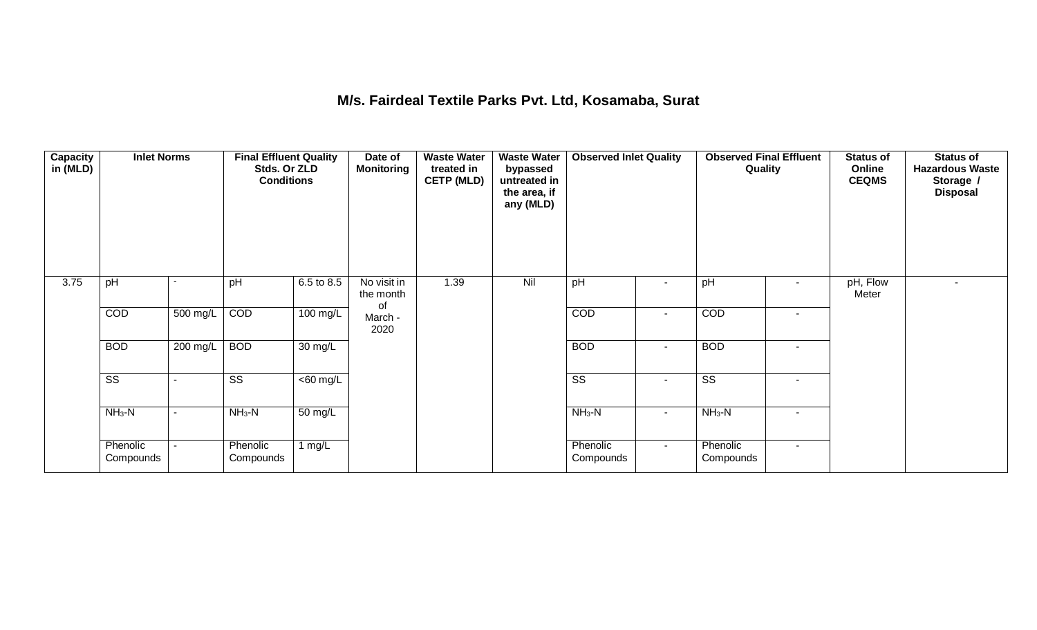## M/s. Fairdeal Textile Parks Pvt. Ltd, Kosamaba, Surat

| Capacity in (MLD) | Inlet Norms | | Final Effluent Quality Stds. Or ZLD Conditions | | Date of Monitoring | Waste Water treated in CETP (MLD) | Waste Water bypassed untreated in the area, if any (MLD) | Observed Inlet Quality | | Observed Final Effluent Quality | | Status of Online CEQMS | Status of Hazardous Waste Storage / Disposal |
|---|---|---|---|---|---|---|---|---|---|---|---|---|---|
| 3.75 | pH | - | pH | 6.5 to 8.5 | No visit in the month of March - 2020 | 1.39 | Nil | pH | - | pH | - | pH, Flow Meter | - |
| | COD | 500 mg/L | COD | 100 mg/L | | | | COD | - | COD | - | | |
| | BOD | 200 mg/L | BOD | 30 mg/L | | | | BOD | - | BOD | - | | |
| | SS | - | SS | <60 mg/L | | | | SS | - | SS | - | | |
| | $NH_3$-N | - | $NH_3$-N | 50 mg/L | | | | $NH_3$-N | - | $NH_3$-N | - | | |
| | Phenolic Compounds | - | Phenolic Compounds | 1 mg/L | | | | Phenolic Compounds | - | Phenolic Compounds | - | | |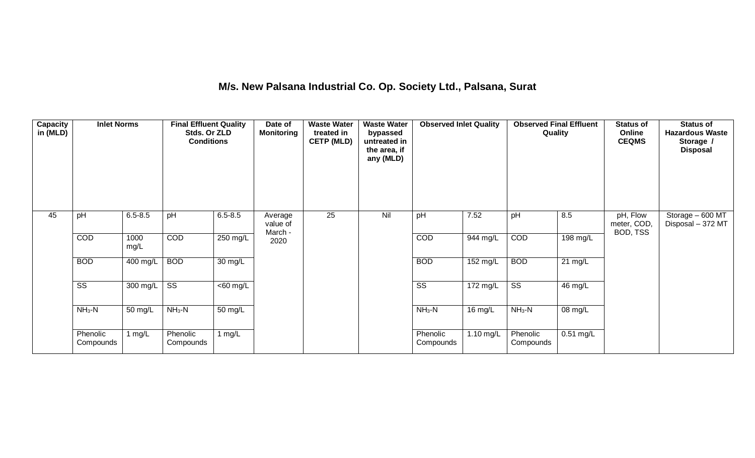## M/s. New Palsana Industrial Co. Op. Society Ltd., Palsana, Surat

| Capacity in (MLD) | Inlet Norms | | Final Effluent Quality Stds. Or ZLD Conditions | | Date of Monitoring | Waste Water treated in CETP (MLD) | Waste Water bypassed untreated in the area, if any (MLD) | Observed Inlet Quality | | Observed Final Effluent Quality | | Status of Online CEQMS | Status of Hazardous Waste Storage / Disposal |
|---|---|---|---|---|---|---|---|---|---|---|---|---|---|
| 45 | pH | 6.5-8.5 | pH | 6.5-8.5 | Average value of March - 2020 | 25 | Nil | pH | 7.52 | pH | 8.5 | pH, Flow meter, COD, BOD, TSS | Storage – 600 MT Disposal – 372 MT |
| | COD | 1000 mg/L | COD | 250 mg/L | | | | COD | 944 mg/L | COD | 198 mg/L | | |
| | BOD | 400 mg/L | BOD | 30 mg/L | | | | BOD | 152 mg/L | BOD | 21 mg/L | | |
| | SS | 300 mg/L | SS | <60 mg/L | | | | SS | 172 mg/L | SS | 46 mg/L | | |
| | $NH_3$-N | 50 mg/L | $NH_3$-N | 50 mg/L | | | | $NH_3$-N | 16 mg/L | $NH_3$-N | 08 mg/L | | |
| | Phenolic Compounds | 1 mg/L | Phenolic Compounds | 1 mg/L | | | | Phenolic Compounds | 1.10 mg/L | Phenolic Compounds | 0.51 mg/L | | |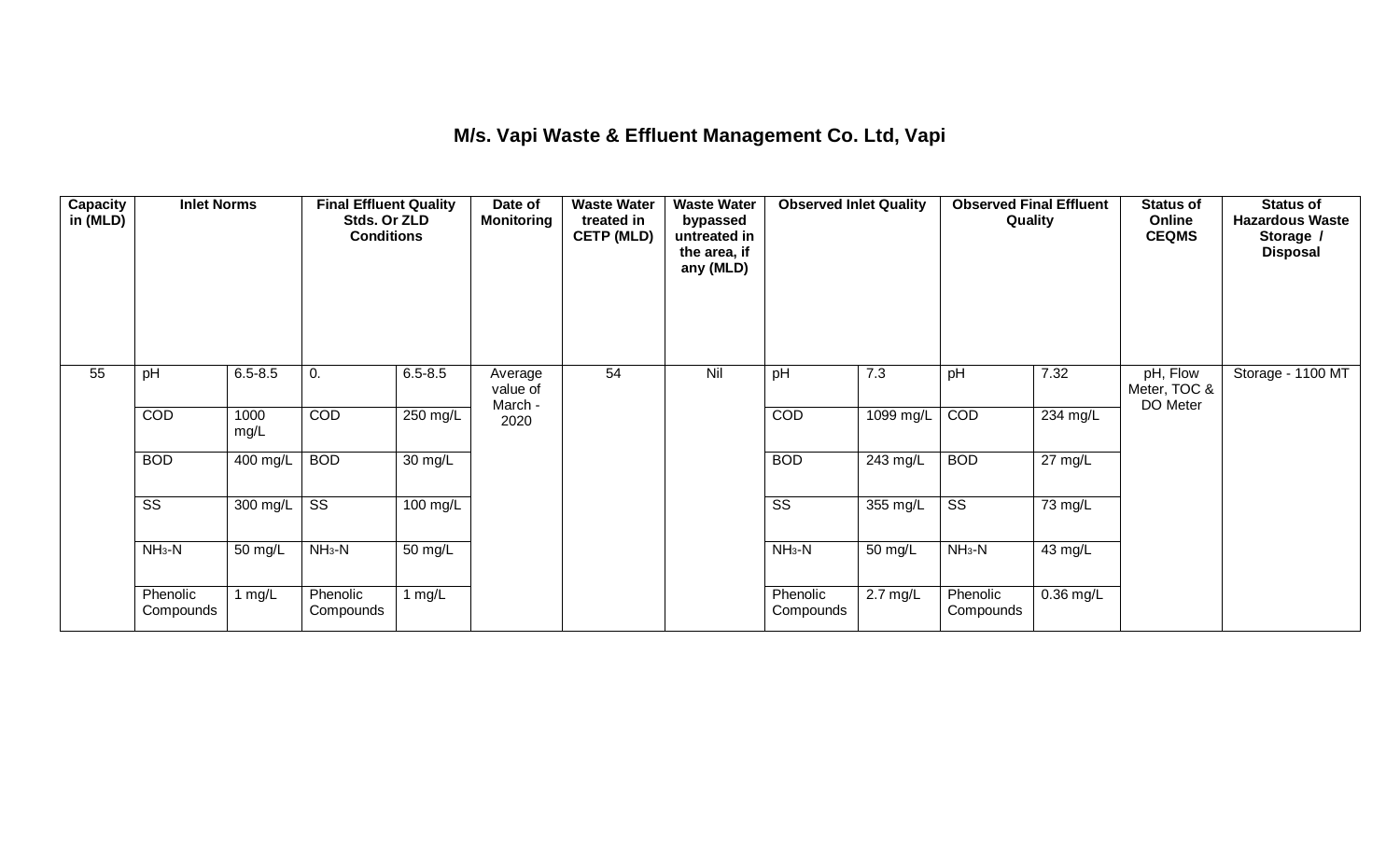# M/s. Vapi Waste & Effluent Management Co. Ltd, Vapi

| Capacity in (MLD) | Inlet Norms | | Final Effluent Quality Stds. Or ZLD Conditions | | Date of Monitoring | Waste Water treated in CETP (MLD) | Waste Water bypassed untreated in the area, if any (MLD) | Observed Inlet Quality | | Observed Final Effluent Quality | | Status of Online CEQMS | Status of Hazardous Waste Storage / Disposal |
|---|---|---|---|---|---|---|---|---|---|---|---|---|---|
| 55 | pH | 6.5-8.5 | 0. | 6.5-8.5 | Average value of March - 2020 | 54 | Nil | pH | 7.3 | pH | 7.32 | pH, Flow Meter, TOC & DO Meter | Storage - 1100 MT |
| | COD | 1000 mg/L | COD | 250 mg/L | | | | COD | 1099 mg/L | COD | 234 mg/L | | |
| | BOD | 400 mg/L | BOD | 30 mg/L | | | | BOD | 243 mg/L | BOD | 27 mg/L | | |
| | SS | 300 mg/L | SS | 100 mg/L | | | | SS | 355 mg/L | SS | 73 mg/L | | |
| | $NH_3$-N | 50 mg/L | $NH_3$-N | 50 mg/L | | | | $NH_3$-N | 50 mg/L | $NH_3$-N | 43 mg/L | | |
| | Phenolic Compounds | 1 mg/L | Phenolic Compounds | 1 mg/L | | | | Phenolic Compounds | 2.7 mg/L | Phenolic Compounds | 0.36 mg/L | | |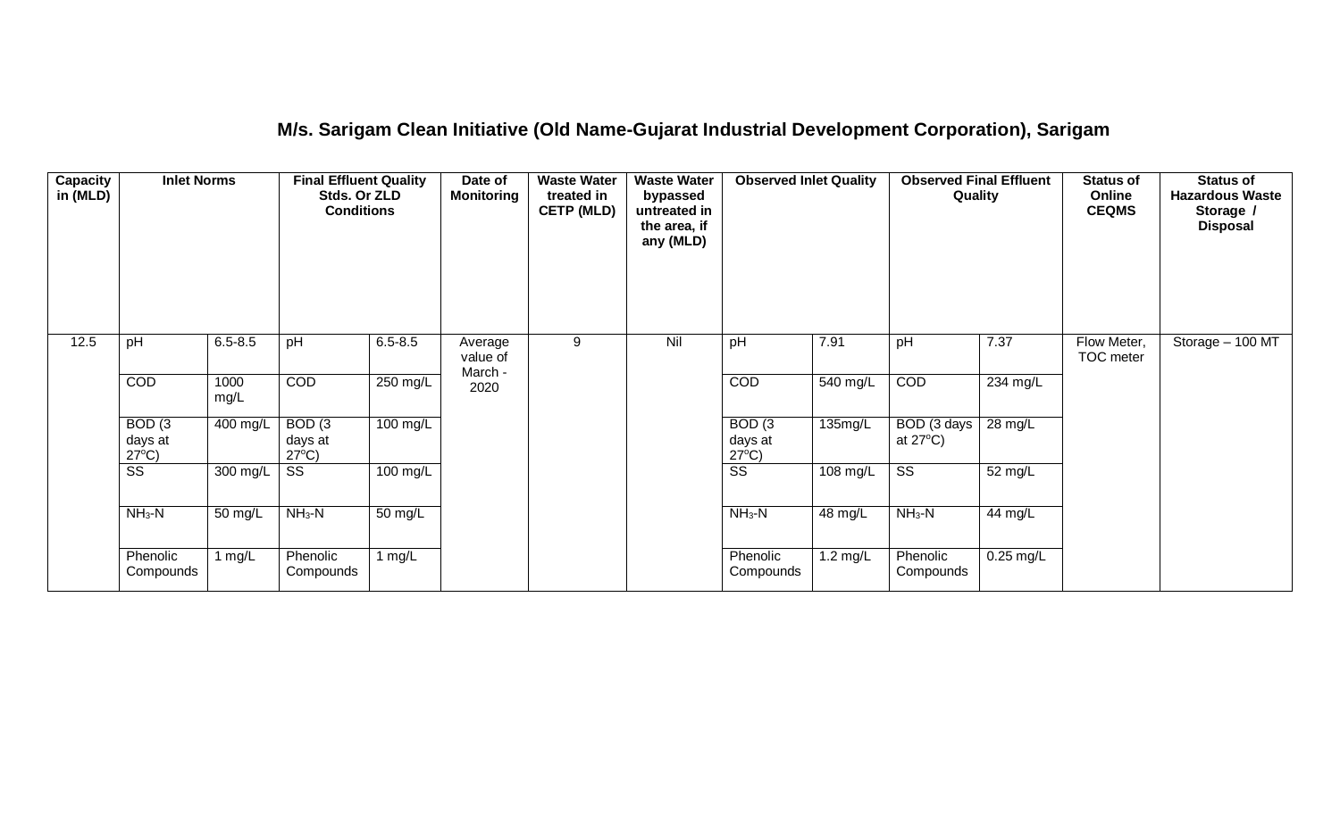## M/s. Sarigam Clean Initiative (Old Name-Gujarat Industrial Development Corporation), Sarigam

| Capacity in (MLD) | Inlet Norms | | Final Effluent Quality Stds. Or ZLD Conditions | | Date of Monitoring | Waste Water treated in CETP (MLD) | Waste Water bypassed untreated in the area, if any (MLD) | Observed Inlet Quality | | Observed Final Effluent Quality | | Status of Online CEQMS | Status of Hazardous Waste Storage / Disposal |
|---|---|---|---|---|---|---|---|---|---|---|---|---|---|
| 12.5 | pH | 6.5-8.5 | pH | 6.5-8.5 | Average value of March - 2020 | 9 | Nil | pH | 7.91 | pH | 7.37 | Flow Meter, TOC meter | Storage – 100 MT |
| | COD | 1000 mg/L | COD | 250 mg/L | | | | COD | 540 mg/L | COD | 234 mg/L | | |
| | BOD (3 days at 27ºC) | 400 mg/L | BOD (3 days at 27ºC) | 100 mg/L | | | | BOD (3 days at 27ºC) | 135mg/L | BOD (3 days at 27ºC) | 28 mg/L | | |
| | SS | 300 mg/L | SS | 100 mg/L | | | | SS | 108 mg/L | SS | 52 mg/L | | |
| | $NH_3$-N | 50 mg/L | $NH_3$-N | 50 mg/L | | | | $NH_3$-N | 48 mg/L | $NH_3$-N | 44 mg/L | | |
| | Phenolic Compounds | 1 mg/L | Phenolic Compounds | 1 mg/L | | | | Phenolic Compounds | 1.2 mg/L | Phenolic Compounds | 0.25 mg/L | | |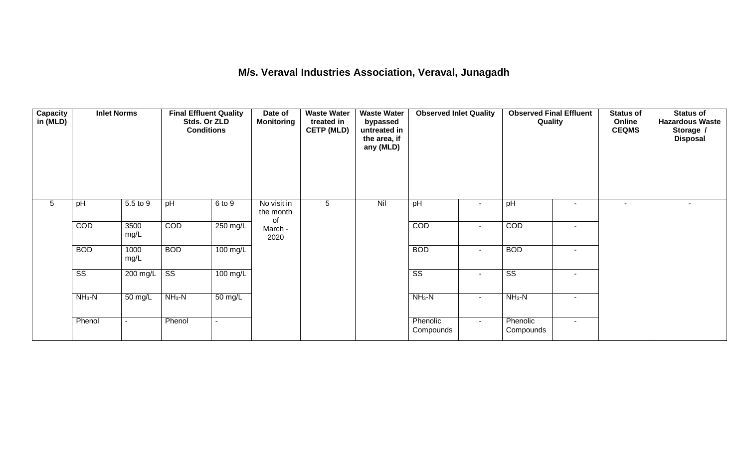# M/s. Veraval Industries Association, Veraval, Junagadh

| Capacity in (MLD) | Inlet Norms | | Final Effluent Quality Stds. Or ZLD Conditions | | Date of Monitoring | Waste Water treated in CETP (MLD) | Waste Water bypassed untreated in the area, if any (MLD) | Observed Inlet Quality | | Observed Final Effluent Quality | | Status of Online CEQMS | Status of Hazardous Waste Storage / Disposal |
|---|---|---|---|---|---|---|---|---|---|---|---|---|---|
| 5 | pH | 5.5 to 9 | pH | 6 to 9 | No visit in the month of March - 2020 | 5 | Nil | pH | - | pH | - | - | - |
| | COD | 3500 mg/L | COD | 250 mg/L | | | | COD | - | COD | - | | |
| | BOD | 1000 mg/L | BOD | 100 mg/L | | | | BOD | - | BOD | - | | |
| | SS | 200 mg/L | SS | 100 mg/L | | | | SS | - | SS | - | | |
| | $NH_3$-N | 50 mg/L | $NH_3$-N | 50 mg/L | | | | $NH_3$-N | - | $NH_3$-N | - | | |
| | Phenol | - | Phenol | - | | | | Phenolic Compounds | - | Phenolic Compounds | - | | |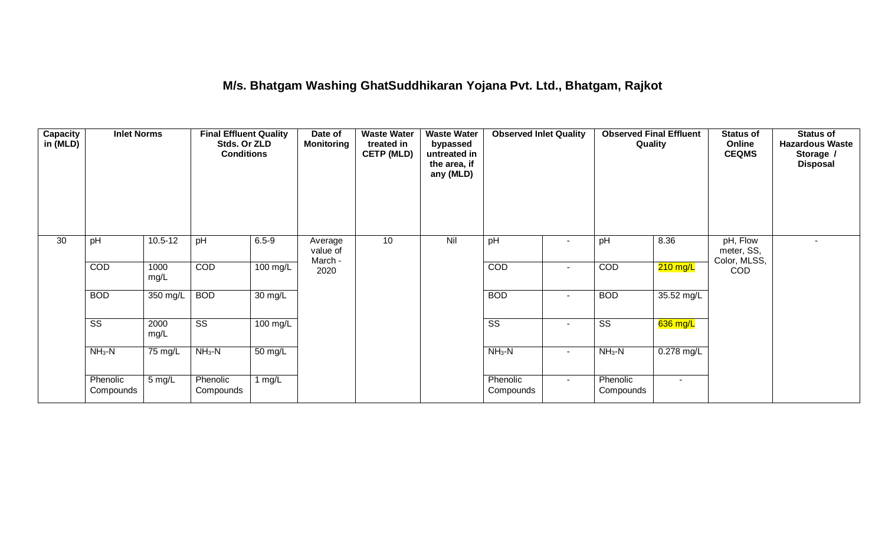# M/s. Bhatgam Washing GhatSuddhikaran Yojana Pvt. Ltd., Bhatgam, Rajkot

| Capacity in (MLD) | Inlet Norms | | Final Effluent Quality Stds. Or ZLD Conditions | | Date of Monitoring | Waste Water treated in CETP (MLD) | Waste Water bypassed untreated in the area, if any (MLD) | Observed Inlet Quality | | Observed Final Effluent Quality | | Status of Online CEQMS | Status of Hazardous Waste Storage / Disposal |
|---|---|---|---|---|---|---|---|---|---|---|---|---|---|
| 30 | pH | 10.5-12 | pH | 6.5-9 | Average value of March - 2020 | 10 | Nil | pH | - | pH | 8.36 | pH, Flow meter, SS, Color, MLSS, COD | - |
| | COD | 1000 mg/L | COD | 100 mg/L | | | | COD | - | COD | 210 mg/L | | |
| | BOD | 350 mg/L | BOD | 30 mg/L | | | | BOD | - | BOD | 35.52 mg/L | | |
| | SS | 2000 mg/L | SS | 100 mg/L | | | | SS | - | SS | 636 mg/L | | |
| | $NH_3$-N | 75 mg/L | $NH_3$-N | 50 mg/L | | | | $NH_3$-N | - | $NH_3$-N | 0.278 mg/L | | |
| | Phenolic Compounds | 5 mg/L | Phenolic Compounds | 1 mg/L | | | | Phenolic Compounds | - | Phenolic Compounds | - | | |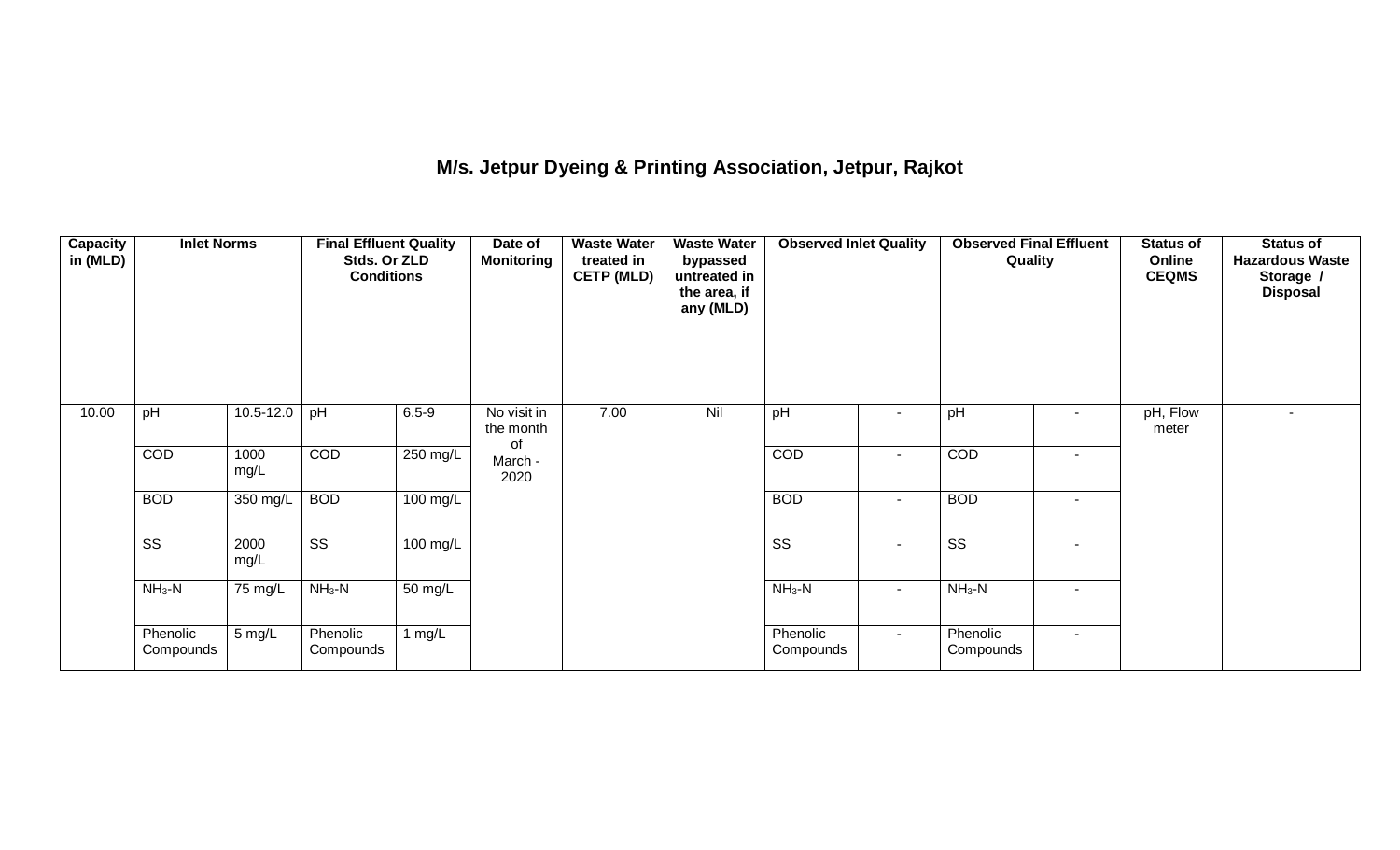## M/s. Jetpur Dyeing & Printing Association, Jetpur, Rajkot

| Capacity in (MLD) | Inlet Norms | | Final Effluent Quality Stds. Or ZLD Conditions | | Date of Monitoring | Waste Water treated in CETP (MLD) | Waste Water bypassed untreated in the area, if any (MLD) | Observed Inlet Quality | | Observed Final Effluent Quality | | Status of Online CEQMS | Status of Hazardous Waste Storage / Disposal |
|---|---|---|---|---|---|---|---|---|---|---|---|---|---|
| 10.00 | pH | 10.5-12.0 | pH | 6.5-9 | No visit in the month of March - 2020 | 7.00 | Nil | pH | - | pH | - | pH, Flow meter | - |
| | COD | 1000 mg/L | COD | 250 mg/L | | | | COD | - | COD | - | | |
| | BOD | 350 mg/L | BOD | 100 mg/L | | | | BOD | - | BOD | - | | |
| | SS | 2000 mg/L | SS | 100 mg/L | | | | SS | - | SS | - | | |
| | $NH_3$-N | 75 mg/L | $NH_3$-N | 50 mg/L | | | | $NH_3$-N | - | $NH_3$-N | - | | |
| | Phenolic Compounds | 5 mg/L | Phenolic Compounds | 1 mg/L | | | | Phenolic Compounds | - | Phenolic Compounds | - | | |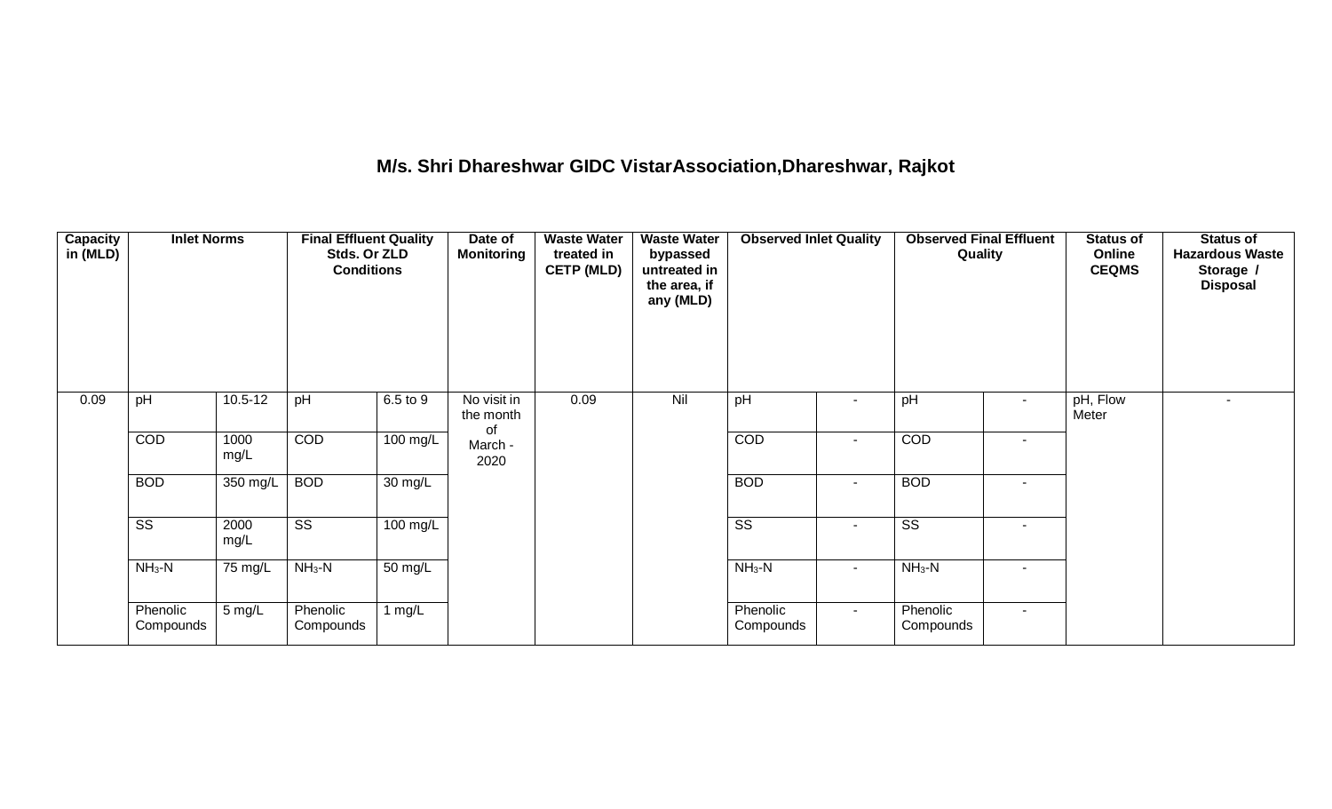### M/s. Shri Dhareshwar GIDC VistarAssociation,Dhareshwar, Rajkot

| Capacity in (MLD) | Inlet Norms | | Final Effluent Quality Stds. Or ZLD Conditions | | Date of Monitoring | Waste Water treated in CETP (MLD) | Waste Water bypassed untreated in the area, if any (MLD) | Observed Inlet Quality | | Observed Final Effluent Quality | | Status of Online CEQMS | Status of Hazardous Waste Storage / Disposal |
|---|---|---|---|---|---|---|---|---|---|---|---|---|---|
| 0.09 | pH | 10.5-12 | pH | 6.5 to 9 | No visit in the month of March - 2020 | 0.09 | Nil | pH | - | pH | - | pH, Flow Meter | - |
| | COD | 1000 mg/L | COD | 100 mg/L | | | | COD | - | COD | - | | |
| | BOD | 350 mg/L | BOD | 30 mg/L | | | | BOD | - | BOD | - | | |
| | SS | 2000 mg/L | SS | 100 mg/L | | | | SS | - | SS | - | | |
| | $NH_3$-N | 75 mg/L | $NH_3$-N | 50 mg/L | | | | $NH_3$-N | - | $NH_3$-N | - | | |
| | Phenolic Compounds | 5 mg/L | Phenolic Compounds | 1 mg/L | | | | Phenolic Compounds | - | Phenolic Compounds | - | | |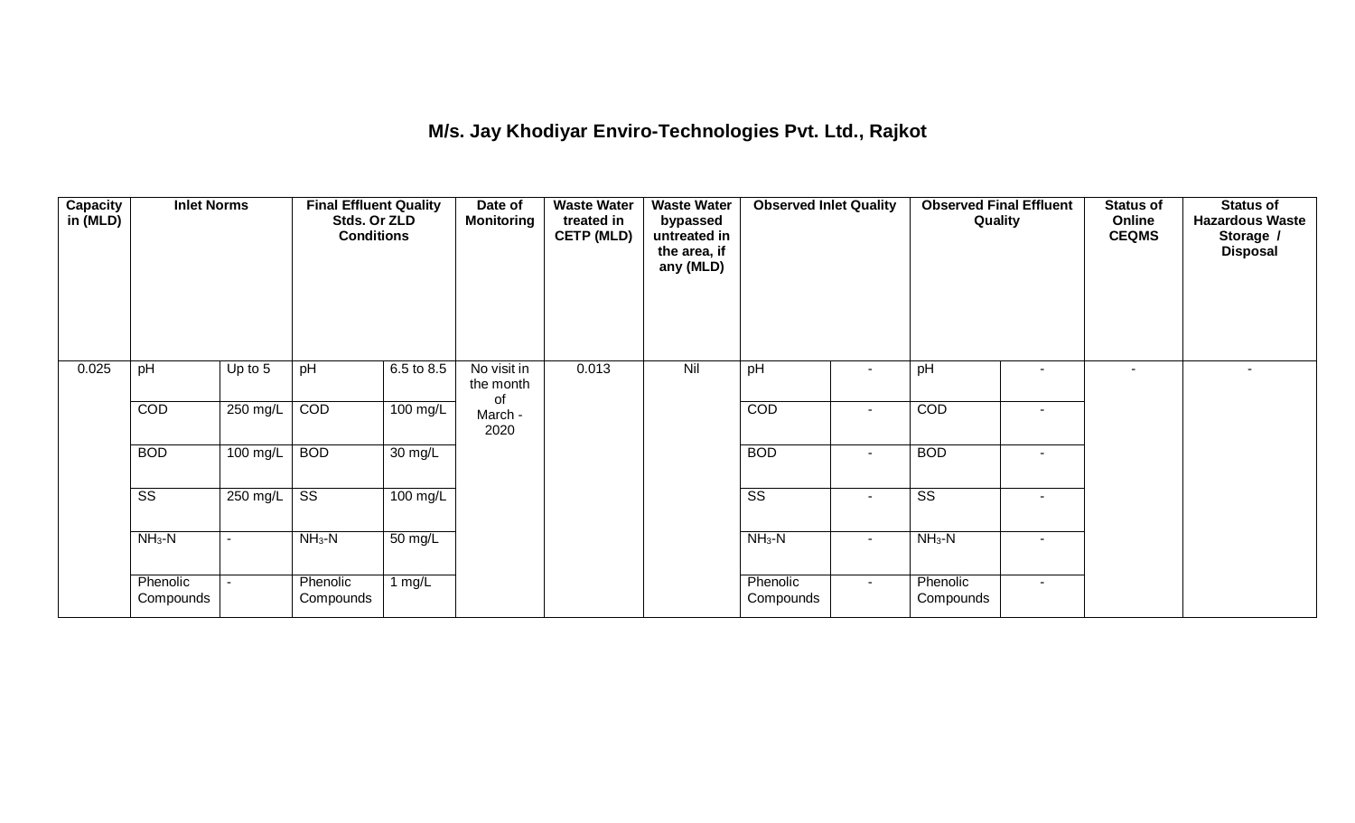## M/s. Jay Khodiyar Enviro-Technologies Pvt. Ltd., Rajkot

| Capacity in (MLD) | Inlet Norms | | Final Effluent Quality Stds. Or ZLD Conditions | | Date of Monitoring | Waste Water treated in CETP (MLD) | Waste Water bypassed untreated in the area, if any (MLD) | Observed Inlet Quality | | Observed Final Effluent Quality | | Status of Online CEQMS | Status of Hazardous Waste Storage / Disposal |
|---|---|---|---|---|---|---|---|---|---|---|---|---|---|
| 0.025 | pH | Up to 5 | pH | 6.5 to 8.5 | No visit in the month of March - 2020 | 0.013 | Nil | pH | - | pH | - | - | - |
| | COD | 250 mg/L | COD | 100 mg/L | | | | COD | - | COD | - | | |
| | BOD | 100 mg/L | BOD | 30 mg/L | | | | BOD | - | BOD | - | | |
| | SS | 250 mg/L | SS | 100 mg/L | | | | SS | - | SS | - | | |
| | $NH_3$-N | - | $NH_3$-N | 50 mg/L | | | | $NH_3$-N | - | $NH_3$-N | - | | |
| | Phenolic Compounds | - | Phenolic Compounds | 1 mg/L | | | | Phenolic Compounds | - | Phenolic Compounds | - | | |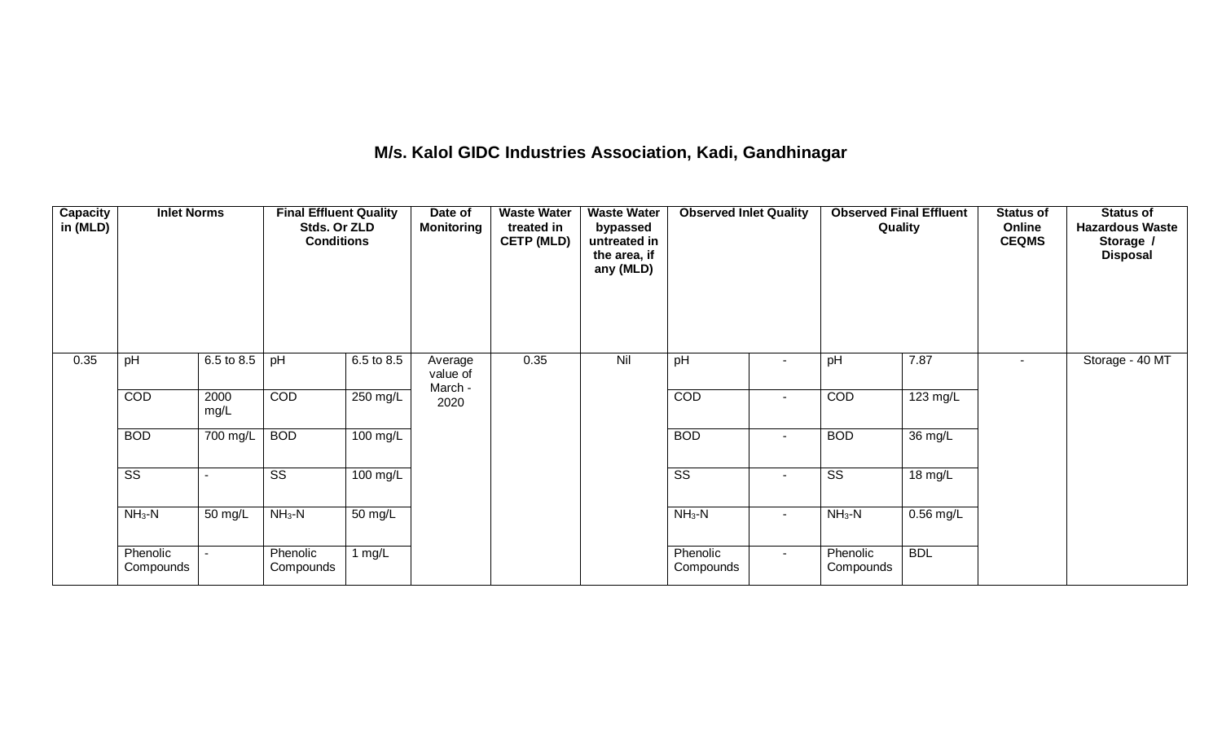## M/s. Kalol GIDC Industries Association, Kadi, Gandhinagar

| Capacity in (MLD) | Inlet Norms | | Final Effluent Quality Stds. Or ZLD Conditions | | Date of Monitoring | Waste Water treated in CETP (MLD) | Waste Water bypassed untreated in the area, if any (MLD) | Observed Inlet Quality | | Observed Final Effluent Quality | | Status of Online CEQMS | Status of Hazardous Waste Storage / Disposal |
|---|---|---|---|---|---|---|---|---|---|---|---|---|---|
| 0.35 | pH | 6.5 to 8.5 | pH | 6.5 to 8.5 | Average value of March - 2020 | 0.35 | Nil | pH | - | pH | 7.87 | - | Storage - 40 MT |
| | COD | 2000 mg/L | COD | 250 mg/L | | | | COD | - | COD | 123 mg/L | | |
| | BOD | 700 mg/L | BOD | 100 mg/L | | | | BOD | - | BOD | 36 mg/L | | |
| | SS | - | SS | 100 mg/L | | | | SS | - | SS | 18 mg/L | | |
| | $NH_3$-N | 50 mg/L | $NH_3$-N | 50 mg/L | | | | $NH_3$-N | - | $NH_3$-N | 0.56 mg/L | | |
| | Phenolic Compounds | - | Phenolic Compounds | 1 mg/L | | | | Phenolic Compounds | - | Phenolic Compounds | BDL | | |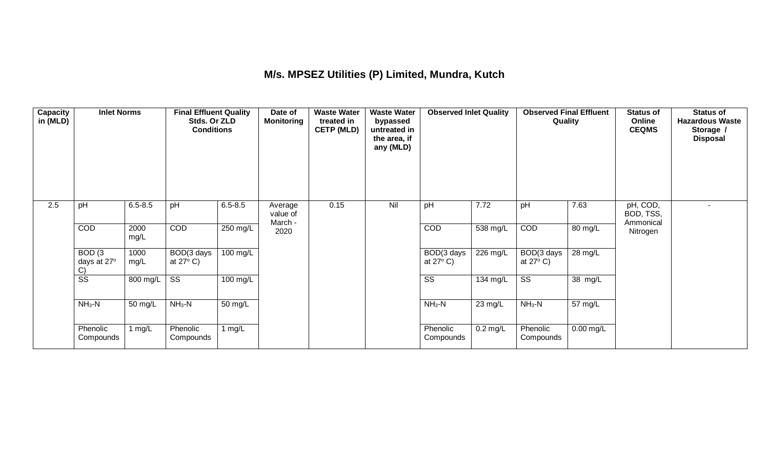# M/s. MPSEZ Utilities (P) Limited, Mundra, Kutch

| Capacity in (MLD) | Inlet Norms | | Final Effluent Quality Stds. Or ZLD Conditions | | Date of Monitoring | Waste Water treated in CETP (MLD) | Waste Water bypassed untreated in the area, if any (MLD) | Observed Inlet Quality | | Observed Final Effluent Quality | | Status of Online CEQMS | Status of Hazardous Waste Storage / Disposal |
|---|---|---|---|---|---|---|---|---|---|---|---|---|---|
| 2.5 | pH | 6.5-8.5 | pH | 6.5-8.5 | Average value of March - 2020 | 0.15 | Nil | pH | 7.72 | pH | 7.63 | pH, COD, BOD, TSS, Ammonical Nitrogen | - |
| | COD | 2000 mg/L | COD | 250 mg/L | | | | COD | 538 mg/L | COD | 80 mg/L | | |
| | BOD (3 days at 27° C) | 1000 mg/L | BOD(3 days at 27° C) | 100 mg/L | | | | BOD(3 days at 27° C) | 226 mg/L | BOD(3 days at 27° C) | 28 mg/L | | |
| | SS | 800 mg/L | SS | 100 mg/L | | | | SS | 134 mg/L | SS | 38 mg/L | | |
| | $NH_3$-N | 50 mg/L | $NH_3$-N | 50 mg/L | | | | $NH_3$-N | 23 mg/L | $NH_3$-N | 57 mg/L | | |
| | Phenolic Compounds | 1 mg/L | Phenolic Compounds | 1 mg/L | | | | Phenolic Compounds | 0.2 mg/L | Phenolic Compounds | 0.00 mg/L | | |